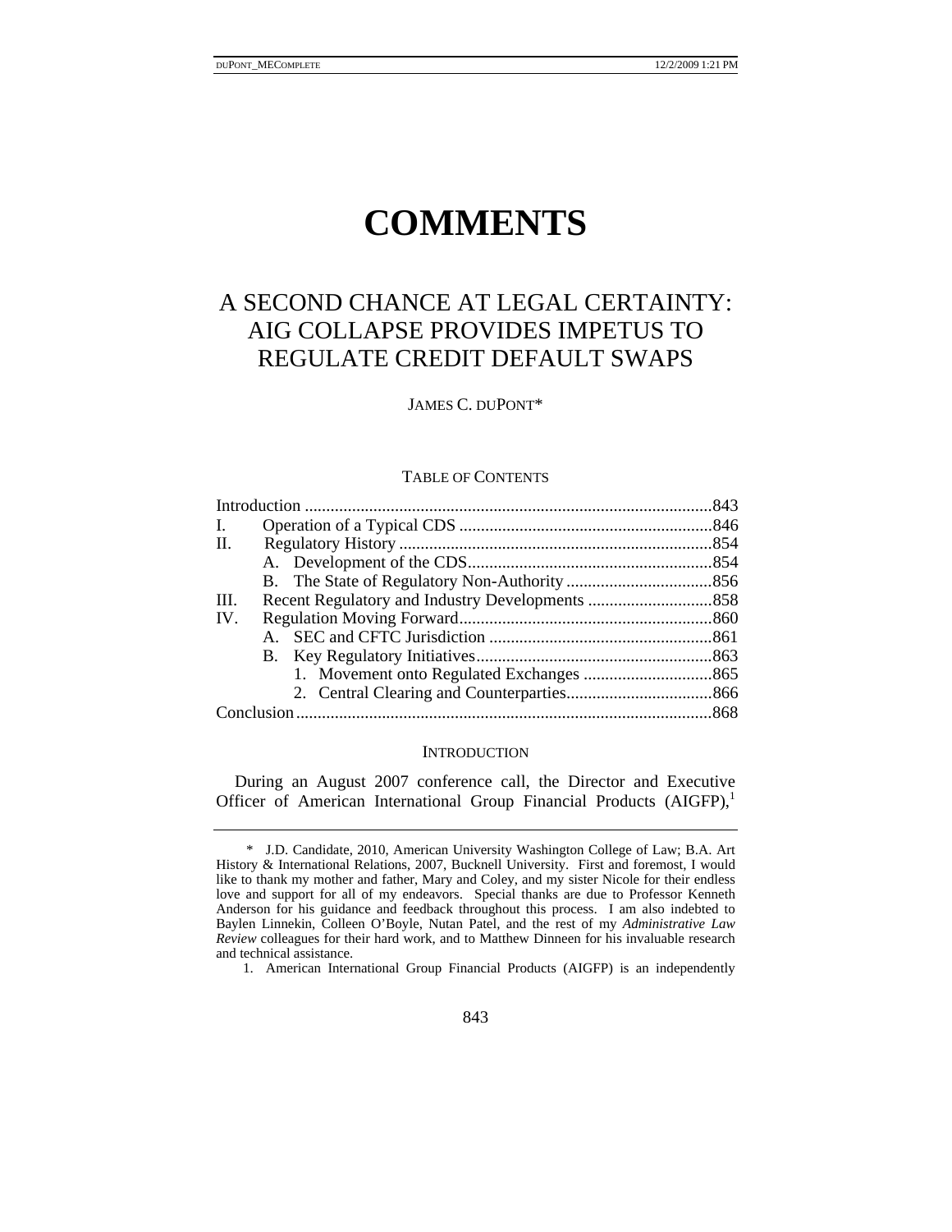# COMMENTS

## A SECOND CHANCE AT LEGAL CERTAINTY: AIG COLLAPSE PROVIDES IMPETUS TO REGULATE CREDIT DEFAULT SWAPS

JAMES C. DUPONT*

TABLE OF CONTENTS

| | | |
|---|---|---|
| Introduction | | 843 |
| I. | Operation of a Typical CDS | 846 |
| II. | Regulatory History | 854 |
| | A. Development of the CDS | 854 |
| | B. The State of Regulatory Non-Authority | 856 |
| III. | Recent Regulatory and Industry Developments | 858 |
| IV. | Regulation Moving Forward | 860 |
| | A. SEC and CFTC Jurisdiction | 861 |
| | B. Key Regulatory Initiatives | 863 |
| | 1. Movement onto Regulated Exchanges | 865 |
| | 2. Central Clearing and Counterparties | 866 |
| Conclusion | | 868 |

### INTRODUCTION

During an August 2007 conference call, the Director and Executive Officer of American International Group Financial Products (AIGFP),[1]

---

\* J.D. Candidate, 2010, American University Washington College of Law; B.A. Art History & International Relations, 2007, Bucknell University. First and foremost, I would like to thank my mother and father, Mary and Coley, and my sister Nicole for their endless love and support for all of my endeavors. Special thanks are due to Professor Kenneth Anderson for his guidance and feedback throughout this process. I am also indebted to Baylen Linnekin, Colleen O'Boyle, Nutan Patel, and the rest of my *Administrative Law Review* colleagues for their hard work, and to Matthew Dinneen for his invaluable research and technical assistance.

1. American International Group Financial Products (AIGFP) is an independently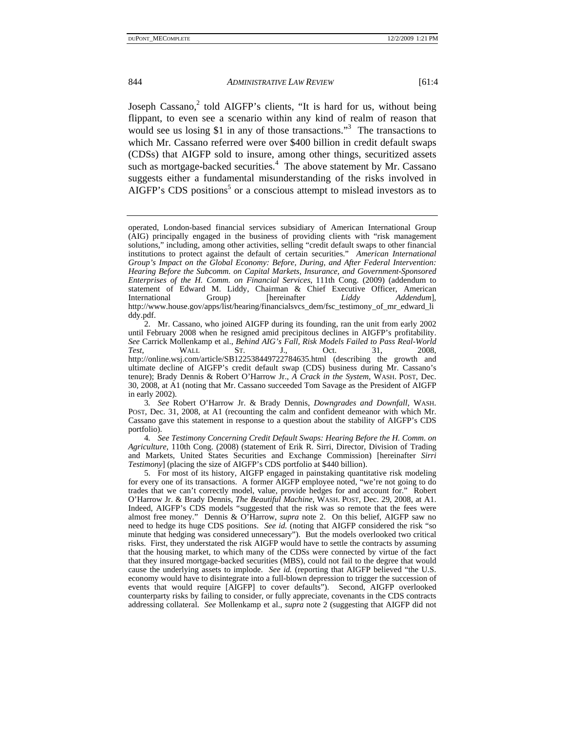Joseph Cassano,[2] told AIGFP's clients, "It is hard for us, without being flippant, to even see a scenario within any kind of realm of reason that would see us losing $1 in any of those transactions."[3] The transactions to which Mr. Cassano referred were over $400 billion in credit default swaps (CDSs) that AIGFP sold to insure, among other things, securitized assets such as mortgage-backed securities.[4] The above statement by Mr. Cassano suggests either a fundamental misunderstanding of the risks involved in AIGFP's CDS positions[5] or a conscious attempt to mislead investors as to

---

operated, London-based financial services subsidiary of American International Group (AIG) principally engaged in the business of providing clients with "risk management solutions," including, among other activities, selling "credit default swaps to other financial institutions to protect against the default of certain securities." *American International Group's Impact on the Global Economy: Before, During, and After Federal Intervention: Hearing Before the Subcomm. on Capital Markets, Insurance, and Government-Sponsored Enterprises of the H. Comm. on Financial Services*, 111th Cong. (2009) (addendum to statement of Edward M. Liddy, Chairman & Chief Executive Officer, American International Group) [hereinafter *Liddy Addendum*], http://www.house.gov/apps/list/hearing/financialsvcs_dem/fsc_testimony_of_mr_edward_liddy.pdf.

2. Mr. Cassano, who joined AIGFP during its founding, ran the unit from early 2002 until February 2008 when he resigned amid precipitous declines in AIGFP's profitability. *See* Carrick Mollenkamp et al., *Behind AIG's Fall, Risk Models Failed to Pass Real-World Test*, WALL ST. J., Oct. 31, 2008, http://online.wsj.com/article/SB122538449722784635.html (describing the growth and ultimate decline of AIGFP's credit default swap (CDS) business during Mr. Cassano's tenure); Brady Dennis & Robert O'Harrow Jr., *A Crack in the System*, WASH. POST, Dec. 30, 2008, at A1 (noting that Mr. Cassano succeeded Tom Savage as the President of AIGFP in early 2002).

3. *See* Robert O'Harrow Jr. & Brady Dennis, *Downgrades and Downfall*, WASH. POST, Dec. 31, 2008, at A1 (recounting the calm and confident demeanor with which Mr. Cassano gave this statement in response to a question about the stability of AIGFP's CDS portfolio).

4. *See Testimony Concerning Credit Default Swaps: Hearing Before the H. Comm. on Agriculture*, 110th Cong. (2008) (statement of Erik R. Sirri, Director, Division of Trading and Markets, United States Securities and Exchange Commission) [hereinafter *Sirri Testimony*] (placing the size of AIGFP's CDS portfolio at $440 billion).

5. For most of its history, AIGFP engaged in painstaking quantitative risk modeling for every one of its transactions. A former AIGFP employee noted, "we're not going to do trades that we can't correctly model, value, provide hedges for and account for." Robert O'Harrow Jr. & Brady Dennis, *The Beautiful Machine*, WASH. POST, Dec. 29, 2008, at A1. Indeed, AIGFP's CDS models "suggested that the risk was so remote that the fees were almost free money." Dennis & O'Harrow, *supra* note 2. On this belief, AIGFP saw no need to hedge its huge CDS positions. *See id.* (noting that AIGFP considered the risk "so minute that hedging was considered unnecessary"). But the models overlooked two critical risks. First, they understated the risk AIGFP would have to settle the contracts by assuming that the housing market, to which many of the CDSs were connected by virtue of the fact that they insured mortgage-backed securities (MBS), could not fail to the degree that would cause the underlying assets to implode. *See id.* (reporting that AIGFP believed "the U.S. economy would have to disintegrate into a full-blown depression to trigger the succession of events that would require [AIGFP] to cover defaults"). Second, AIGFP overlooked counterparty risks by failing to consider, or fully appreciate, covenants in the CDS contracts addressing collateral. *See* Mollenkamp et al., *supra* note 2 (suggesting that AIGFP did not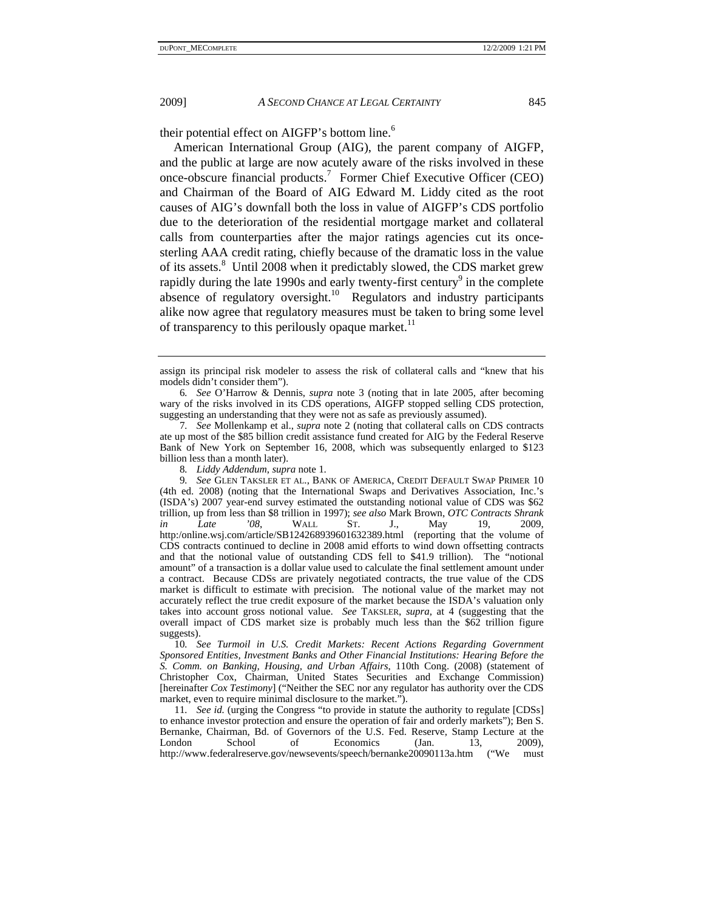their potential effect on AIGFP's bottom line.[6]

American International Group (AIG), the parent company of AIGFP, and the public at large are now acutely aware of the risks involved in these once-obscure financial products.[7] Former Chief Executive Officer (CEO) and Chairman of the Board of AIG Edward M. Liddy cited as the root causes of AIG's downfall both the loss in value of AIGFP's CDS portfolio due to the deterioration of the residential mortgage market and collateral calls from counterparties after the major ratings agencies cut its once-sterling AAA credit rating, chiefly because of the dramatic loss in the value of its assets.[8] Until 2008 when it predictably slowed, the CDS market grew rapidly during the late 1990s and early twenty-first century[9] in the complete absence of regulatory oversight.[10] Regulators and industry participants alike now agree that regulatory measures must be taken to bring some level of transparency to this perilously opaque market.[11]

---

assign its principal risk modeler to assess the risk of collateral calls and "knew that his models didn't consider them").

6. *See* O'Harrow & Dennis, *supra* note 3 (noting that in late 2005, after becoming wary of the risks involved in its CDS operations, AIGFP stopped selling CDS protection, suggesting an understanding that they were not as safe as previously assumed).

7. *See* Mollenkamp et al., *supra* note 2 (noting that collateral calls on CDS contracts ate up most of the $85 billion credit assistance fund created for AIG by the Federal Reserve Bank of New York on September 16, 2008, which was subsequently enlarged to $123 billion less than a month later).

8. *Liddy Addendum*, *supra* note 1.

9. *See* GLEN TAKSLER ET AL., BANK OF AMERICA, CREDIT DEFAULT SWAP PRIMER 10 (4th ed. 2008) (noting that the International Swaps and Derivatives Association, Inc.'s (ISDA's) 2007 year-end survey estimated the outstanding notional value of CDS was $62 trillion, up from less than $8 trillion in 1997); *see also* Mark Brown, *OTC Contracts Shrank in Late '08*, WALL ST. J., May 19, 2009, http:/online.wsj.com/article/SB124268939601632389.html (reporting that the volume of CDS contracts continued to decline in 2008 amid efforts to wind down offsetting contracts and that the notional value of outstanding CDS fell to $41.9 trillion). The "notional amount" of a transaction is a dollar value used to calculate the final settlement amount under a contract. Because CDSs are privately negotiated contracts, the true value of the CDS market is difficult to estimate with precision. The notional value of the market may not accurately reflect the true credit exposure of the market because the ISDA's valuation only takes into account gross notional value. *See* TAKSLER, *supra*, at 4 (suggesting that the overall impact of CDS market size is probably much less than the $62 trillion figure suggests).

10. *See Turmoil in U.S. Credit Markets: Recent Actions Regarding Government Sponsored Entities, Investment Banks and Other Financial Institutions: Hearing Before the S. Comm. on Banking, Housing, and Urban Affairs*, 110th Cong. (2008) (statement of Christopher Cox, Chairman, United States Securities and Exchange Commission) [hereinafter *Cox Testimony*] ("Neither the SEC nor any regulator has authority over the CDS market, even to require minimal disclosure to the market.").

11. *See id.* (urging the Congress "to provide in statute the authority to regulate [CDSs] to enhance investor protection and ensure the operation of fair and orderly markets"); Ben S. Bernanke, Chairman, Bd. of Governors of the U.S. Fed. Reserve, Stamp Lecture at the London School of Economics (Jan. 13, 2009), http://www.federalreserve.gov/newsevents/speech/bernanke20090113a.htm ("We must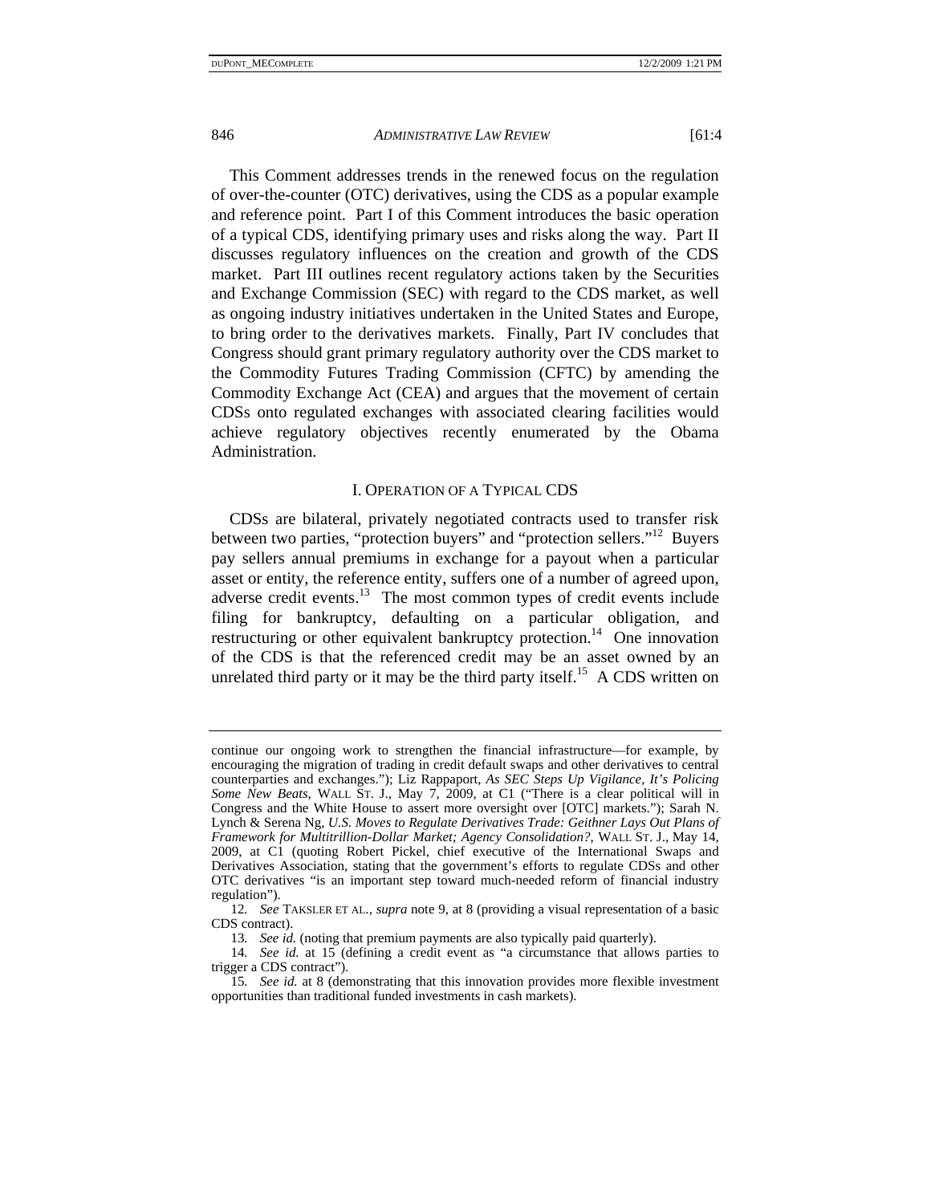This Comment addresses trends in the renewed focus on the regulation of over-the-counter (OTC) derivatives, using the CDS as a popular example and reference point. Part I of this Comment introduces the basic operation of a typical CDS, identifying primary uses and risks along the way. Part II discusses regulatory influences on the creation and growth of the CDS market. Part III outlines recent regulatory actions taken by the Securities and Exchange Commission (SEC) with regard to the CDS market, as well as ongoing industry initiatives undertaken in the United States and Europe, to bring order to the derivatives markets. Finally, Part IV concludes that Congress should grant primary regulatory authority over the CDS market to the Commodity Futures Trading Commission (CFTC) by amending the Commodity Exchange Act (CEA) and argues that the movement of certain CDSs onto regulated exchanges with associated clearing facilities would achieve regulatory objectives recently enumerated by the Obama Administration.

## I. Operation of a Typical CDS

CDSs are bilateral, privately negotiated contracts used to transfer risk between two parties, "protection buyers" and "protection sellers."[12] Buyers pay sellers annual premiums in exchange for a payout when a particular asset or entity, the reference entity, suffers one of a number of agreed upon, adverse credit events.[13] The most common types of credit events include filing for bankruptcy, defaulting on a particular obligation, and restructuring or other equivalent bankruptcy protection.[14] One innovation of the CDS is that the referenced credit may be an asset owned by an unrelated third party or it may be the third party itself.[15] A CDS written on

---

continue our ongoing work to strengthen the financial infrastructure—for example, by encouraging the migration of trading in credit default swaps and other derivatives to central counterparties and exchanges."); Liz Rappaport, *As SEC Steps Up Vigilance, It's Policing Some New Beats*, WALL ST. J., May 7, 2009, at C1 ("There is a clear political will in Congress and the White House to assert more oversight over [OTC] markets."); Sarah N. Lynch & Serena Ng, *U.S. Moves to Regulate Derivatives Trade: Geithner Lays Out Plans of Framework for Multitrillion-Dollar Market; Agency Consolidation?*, WALL ST. J., May 14, 2009, at C1 (quoting Robert Pickel, chief executive of the International Swaps and Derivatives Association, stating that the government's efforts to regulate CDSs and other OTC derivatives "is an important step toward much-needed reform of financial industry regulation").

12. *See* TAKSLER ET AL., *supra* note 9, at 8 (providing a visual representation of a basic CDS contract).

13. *See id.* (noting that premium payments are also typically paid quarterly).

14. *See id.* at 15 (defining a credit event as "a circumstance that allows parties to trigger a CDS contract").

15. *See id.* at 8 (demonstrating that this innovation provides more flexible investment opportunities than traditional funded investments in cash markets).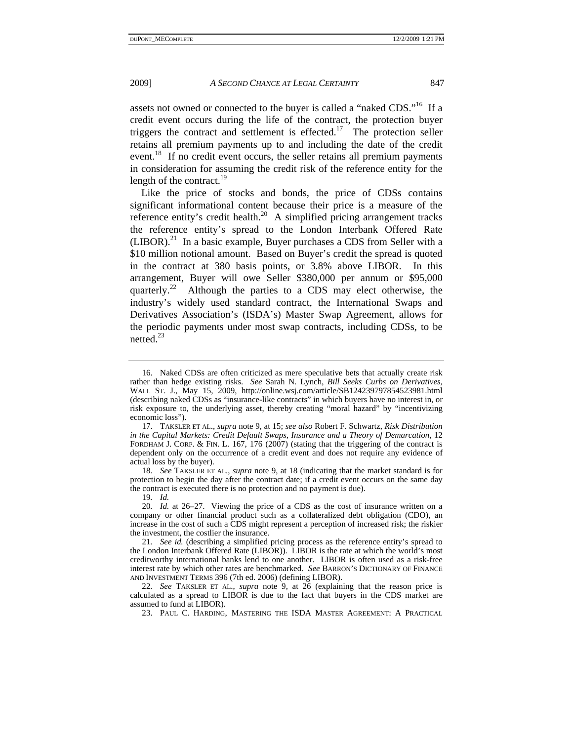assets not owned or connected to the buyer is called a "naked CDS."[16] If a credit event occurs during the life of the contract, the protection buyer triggers the contract and settlement is effected.[17] The protection seller retains all premium payments up to and including the date of the credit event.[18] If no credit event occurs, the seller retains all premium payments in consideration for assuming the credit risk of the reference entity for the length of the contract.[19]

Like the price of stocks and bonds, the price of CDSs contains significant informational content because their price is a measure of the reference entity's credit health.[20] A simplified pricing arrangement tracks the reference entity's spread to the London Interbank Offered Rate (LIBOR).[21] In a basic example, Buyer purchases a CDS from Seller with a $10 million notional amount. Based on Buyer's credit the spread is quoted in the contract at 380 basis points, or 3.8% above LIBOR. In this arrangement, Buyer will owe Seller $380,000 per annum or $95,000 quarterly.[22] Although the parties to a CDS may elect otherwise, the industry's widely used standard contract, the International Swaps and Derivatives Association's (ISDA's) Master Swap Agreement, allows for the periodic payments under most swap contracts, including CDSs, to be netted.[23]

---

16. Naked CDSs are often criticized as mere speculative bets that actually create risk rather than hedge existing risks. *See* Sarah N. Lynch, *Bill Seeks Curbs on Derivatives*, WALL ST. J., May 15, 2009, http://online.wsj.com/article/SB124239797854523981.html (describing naked CDSs as "insurance-like contracts" in which buyers have no interest in, or risk exposure to, the underlying asset, thereby creating "moral hazard" by "incentivizing economic loss").

17. TAKSLER ET AL., *supra* note 9, at 15; *see also* Robert F. Schwartz, *Risk Distribution in the Capital Markets: Credit Default Swaps, Insurance and a Theory of Demarcation*, 12 FORDHAM J. CORP. & FIN. L. 167, 176 (2007) (stating that the triggering of the contract is dependent only on the occurrence of a credit event and does not require any evidence of actual loss by the buyer).

18. *See* TAKSLER ET AL., *supra* note 9, at 18 (indicating that the market standard is for protection to begin the day after the contract date; if a credit event occurs on the same day the contract is executed there is no protection and no payment is due).

19. *Id.*

20. *Id.* at 26–27. Viewing the price of a CDS as the cost of insurance written on a company or other financial product such as a collateralized debt obligation (CDO), an increase in the cost of such a CDS might represent a perception of increased risk; the riskier the investment, the costlier the insurance.

21. *See id.* (describing a simplified pricing process as the reference entity's spread to the London Interbank Offered Rate (LIBOR)). LIBOR is the rate at which the world's most creditworthy international banks lend to one another. LIBOR is often used as a risk-free interest rate by which other rates are benchmarked. *See* BARRON'S DICTIONARY OF FINANCE AND INVESTMENT TERMS 396 (7th ed. 2006) (defining LIBOR).

22. *See* TAKSLER ET AL., *supra* note 9, at 26 (explaining that the reason price is calculated as a spread to LIBOR is due to the fact that buyers in the CDS market are assumed to fund at LIBOR).

23. PAUL C. HARDING, MASTERING THE ISDA MASTER AGREEMENT: A PRACTICAL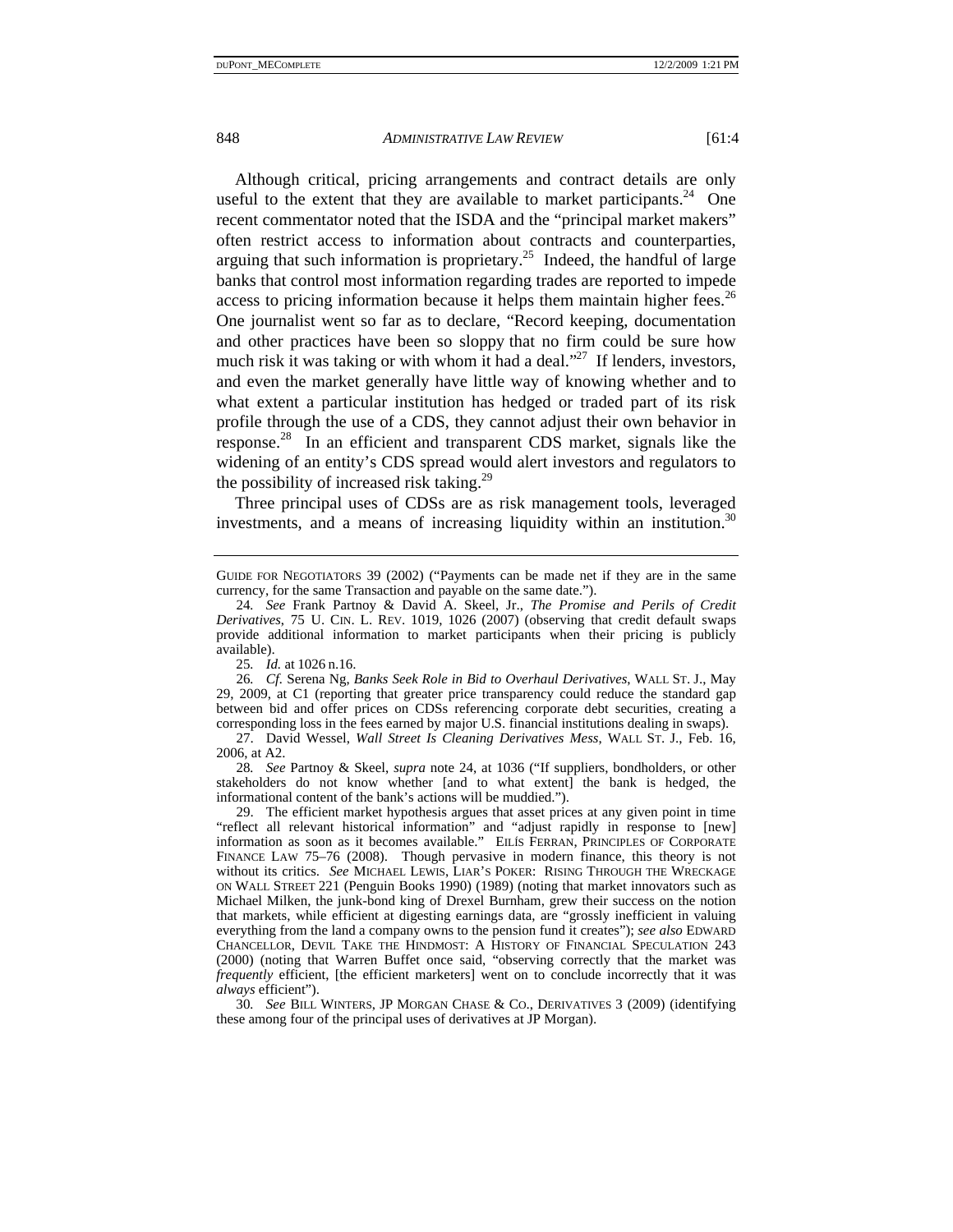Although critical, pricing arrangements and contract details are only useful to the extent that they are available to market participants.[24] One recent commentator noted that the ISDA and the "principal market makers" often restrict access to information about contracts and counterparties, arguing that such information is proprietary.[25] Indeed, the handful of large banks that control most information regarding trades are reported to impede access to pricing information because it helps them maintain higher fees.[26] One journalist went so far as to declare, "Record keeping, documentation and other practices have been so sloppy that no firm could be sure how much risk it was taking or with whom it had a deal."[27] If lenders, investors, and even the market generally have little way of knowing whether and to what extent a particular institution has hedged or traded part of its risk profile through the use of a CDS, they cannot adjust their own behavior in response.[28] In an efficient and transparent CDS market, signals like the widening of an entity's CDS spread would alert investors and regulators to the possibility of increased risk taking.[29]

Three principal uses of CDSs are as risk management tools, leveraged investments, and a means of increasing liquidity within an institution.[30]

---

GUIDE FOR NEGOTIATORS 39 (2002) ("Payments can be made net if they are in the same currency, for the same Transaction and payable on the same date.").

24. *See* Frank Partnoy & David A. Skeel, Jr., *The Promise and Perils of Credit Derivatives*, 75 U. CIN. L. REV. 1019, 1026 (2007) (observing that credit default swaps provide additional information to market participants when their pricing is publicly available).

25. *Id.* at 1026 n.16.

26. *Cf.* Serena Ng, *Banks Seek Role in Bid to Overhaul Derivatives*, WALL ST. J., May 29, 2009, at C1 (reporting that greater price transparency could reduce the standard gap between bid and offer prices on CDSs referencing corporate debt securities, creating a corresponding loss in the fees earned by major U.S. financial institutions dealing in swaps).

27. David Wessel, *Wall Street Is Cleaning Derivatives Mess*, WALL ST. J., Feb. 16, 2006, at A2.

28. *See* Partnoy & Skeel, *supra* note 24, at 1036 ("If suppliers, bondholders, or other stakeholders do not know whether [and to what extent] the bank is hedged, the informational content of the bank's actions will be muddied.").

29. The efficient market hypothesis argues that asset prices at any given point in time "reflect all relevant historical information" and "adjust rapidly in response to [new] information as soon as it becomes available." EILÍS FERRAN, PRINCIPLES OF CORPORATE FINANCE LAW 75–76 (2008). Though pervasive in modern finance, this theory is not without its critics. *See* MICHAEL LEWIS, LIAR'S POKER: RISING THROUGH THE WRECKAGE ON WALL STREET 221 (Penguin Books 1990) (1989) (noting that market innovators such as Michael Milken, the junk-bond king of Drexel Burnham, grew their success on the notion that markets, while efficient at digesting earnings data, are "grossly inefficient in valuing everything from the land a company owns to the pension fund it creates"); *see also* EDWARD CHANCELLOR, DEVIL TAKE THE HINDMOST: A HISTORY OF FINANCIAL SPECULATION 243 (2000) (noting that Warren Buffet once said, "observing correctly that the market was *frequently* efficient, [the efficient marketers] went on to conclude incorrectly that it was *always* efficient").

30. *See* BILL WINTERS, JP MORGAN CHASE & CO., DERIVATIVES 3 (2009) (identifying these among four of the principal uses of derivatives at JP Morgan).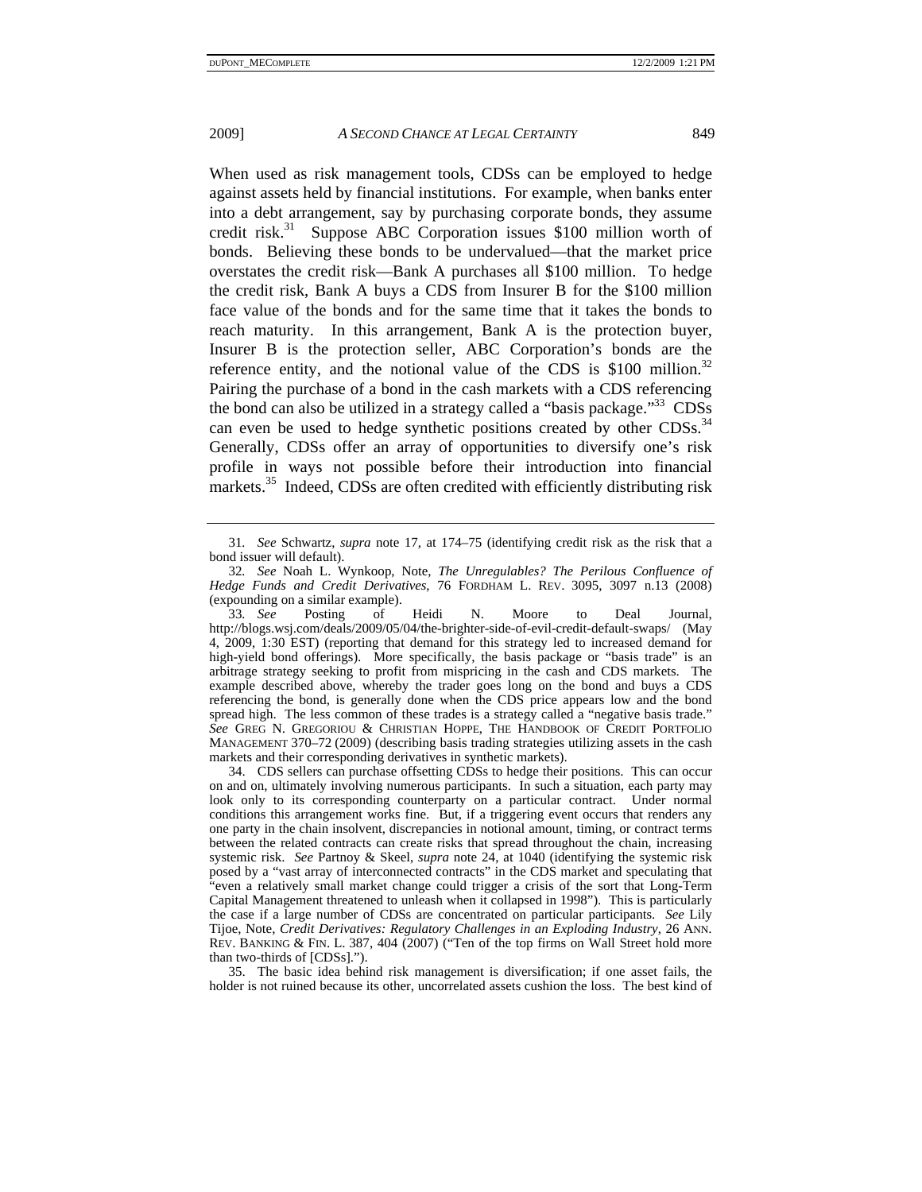When used as risk management tools, CDSs can be employed to hedge against assets held by financial institutions. For example, when banks enter into a debt arrangement, say by purchasing corporate bonds, they assume credit risk.[31] Suppose ABC Corporation issues $100 million worth of bonds. Believing these bonds to be undervalued—that the market price overstates the credit risk—Bank A purchases all $100 million. To hedge the credit risk, Bank A buys a CDS from Insurer B for the $100 million face value of the bonds and for the same time that it takes the bonds to reach maturity. In this arrangement, Bank A is the protection buyer, Insurer B is the protection seller, ABC Corporation's bonds are the reference entity, and the notional value of the CDS is $100 million.[32] Pairing the purchase of a bond in the cash markets with a CDS referencing the bond can also be utilized in a strategy called a "basis package."[33] CDSs can even be used to hedge synthetic positions created by other CDSs.[34] Generally, CDSs offer an array of opportunities to diversify one's risk profile in ways not possible before their introduction into financial markets.[35] Indeed, CDSs are often credited with efficiently distributing risk

---

31. *See* Schwartz, *supra* note 17, at 174–75 (identifying credit risk as the risk that a bond issuer will default).

32. *See* Noah L. Wynkoop, Note, *The Unregulables? The Perilous Confluence of Hedge Funds and Credit Derivatives*, 76 FORDHAM L. REV. 3095, 3097 n.13 (2008) (expounding on a similar example).

33. *See* Posting of Heidi N. Moore to Deal Journal, http://blogs.wsj.com/deals/2009/05/04/the-brighter-side-of-evil-credit-default-swaps/ (May 4, 2009, 1:30 EST) (reporting that demand for this strategy led to increased demand for high-yield bond offerings). More specifically, the basis package or "basis trade" is an arbitrage strategy seeking to profit from mispricing in the cash and CDS markets. The example described above, whereby the trader goes long on the bond and buys a CDS referencing the bond, is generally done when the CDS price appears low and the bond spread high. The less common of these trades is a strategy called a "negative basis trade." *See* GREG N. GREGORIOU & CHRISTIAN HOPPE, THE HANDBOOK OF CREDIT PORTFOLIO MANAGEMENT 370–72 (2009) (describing basis trading strategies utilizing assets in the cash markets and their corresponding derivatives in synthetic markets).

34. CDS sellers can purchase offsetting CDSs to hedge their positions. This can occur on and on, ultimately involving numerous participants. In such a situation, each party may look only to its corresponding counterparty on a particular contract. Under normal conditions this arrangement works fine. But, if a triggering event occurs that renders any one party in the chain insolvent, discrepancies in notional amount, timing, or contract terms between the related contracts can create risks that spread throughout the chain, increasing systemic risk. *See* Partnoy & Skeel, *supra* note 24, at 1040 (identifying the systemic risk posed by a "vast array of interconnected contracts" in the CDS market and speculating that "even a relatively small market change could trigger a crisis of the sort that Long-Term Capital Management threatened to unleash when it collapsed in 1998"). This is particularly the case if a large number of CDSs are concentrated on particular participants. *See* Lily Tijoe, Note, *Credit Derivatives: Regulatory Challenges in an Exploding Industry*, 26 ANN. REV. BANKING & FIN. L. 387, 404 (2007) ("Ten of the top firms on Wall Street hold more than two-thirds of [CDSs].").

35. The basic idea behind risk management is diversification; if one asset fails, the holder is not ruined because its other, uncorrelated assets cushion the loss. The best kind of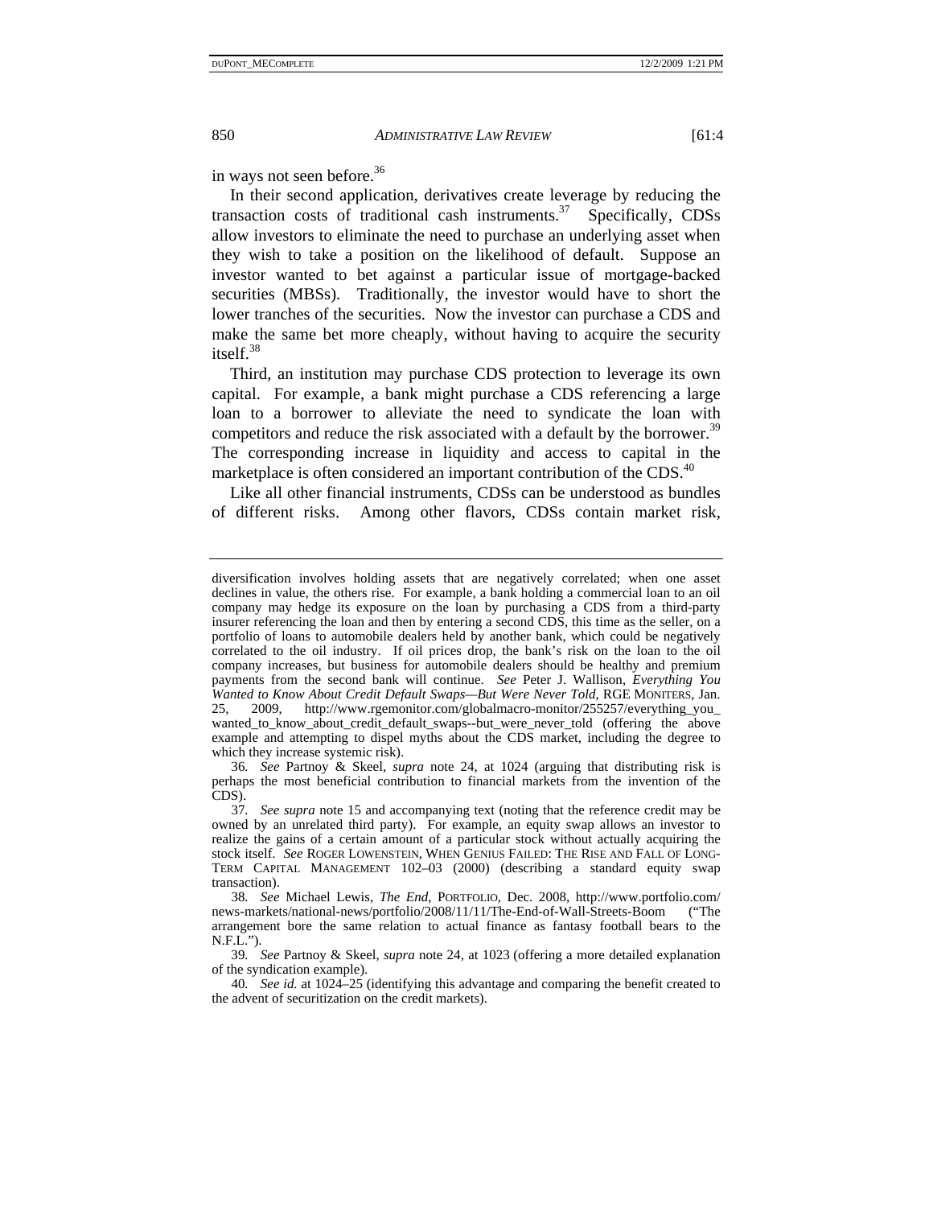in ways not seen before.[36]

In their second application, derivatives create leverage by reducing the transaction costs of traditional cash instruments.[37] Specifically, CDSs allow investors to eliminate the need to purchase an underlying asset when they wish to take a position on the likelihood of default. Suppose an investor wanted to bet against a particular issue of mortgage-backed securities (MBSs). Traditionally, the investor would have to short the lower tranches of the securities. Now the investor can purchase a CDS and make the same bet more cheaply, without having to acquire the security itself.[38]

Third, an institution may purchase CDS protection to leverage its own capital. For example, a bank might purchase a CDS referencing a large loan to a borrower to alleviate the need to syndicate the loan with competitors and reduce the risk associated with a default by the borrower.[39] The corresponding increase in liquidity and access to capital in the marketplace is often considered an important contribution of the CDS.[40]

Like all other financial instruments, CDSs can be understood as bundles of different risks. Among other flavors, CDSs contain market risk,

---

diversification involves holding assets that are negatively correlated; when one asset declines in value, the others rise. For example, a bank holding a commercial loan to an oil company may hedge its exposure on the loan by purchasing a CDS from a third-party insurer referencing the loan and then by entering a second CDS, this time as the seller, on a portfolio of loans to automobile dealers held by another bank, which could be negatively correlated to the oil industry. If oil prices drop, the bank's risk on the loan to the oil company increases, but business for automobile dealers should be healthy and premium payments from the second bank will continue. *See* Peter J. Wallison, *Everything You Wanted to Know About Credit Default Swaps—But Were Never Told*, RGE MONITERS, Jan. 25, 2009, http://www.rgemonitor.com/globalmacro-monitor/255257/everything_you_wanted_to_know_about_credit_default_swaps--but_were_never_told (offering the above example and attempting to dispel myths about the CDS market, including the degree to which they increase systemic risk).

36. *See* Partnoy & Skeel, *supra* note 24, at 1024 (arguing that distributing risk is perhaps the most beneficial contribution to financial markets from the invention of the CDS).

37. *See supra* note 15 and accompanying text (noting that the reference credit may be owned by an unrelated third party). For example, an equity swap allows an investor to realize the gains of a certain amount of a particular stock without actually acquiring the stock itself. *See* ROGER LOWENSTEIN, WHEN GENIUS FAILED: THE RISE AND FALL OF LONG-TERM CAPITAL MANAGEMENT 102–03 (2000) (describing a standard equity swap transaction).

38. *See* Michael Lewis, *The End*, PORTFOLIO, Dec. 2008, http://www.portfolio.com/news-markets/national-news/portfolio/2008/11/11/The-End-of-Wall-Streets-Boom ("The arrangement bore the same relation to actual finance as fantasy football bears to the N.F.L.").

39. *See* Partnoy & Skeel, *supra* note 24, at 1023 (offering a more detailed explanation of the syndication example).

40. *See id.* at 1024–25 (identifying this advantage and comparing the benefit created to the advent of securitization on the credit markets).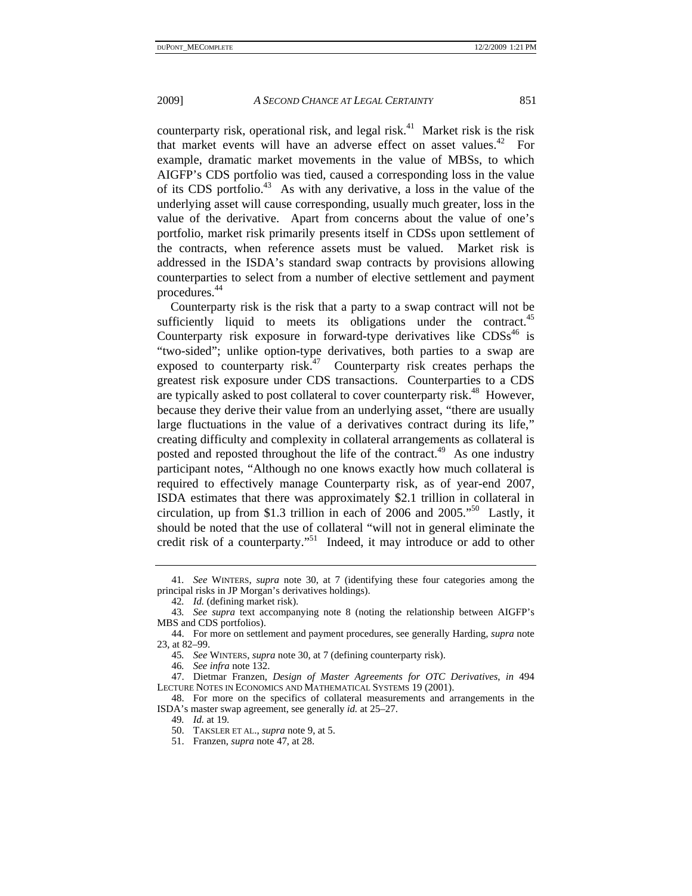counterparty risk, operational risk, and legal risk.[41] Market risk is the risk that market events will have an adverse effect on asset values.[42] For example, dramatic market movements in the value of MBSs, to which AIGFP's CDS portfolio was tied, caused a corresponding loss in the value of its CDS portfolio.[43] As with any derivative, a loss in the value of the underlying asset will cause corresponding, usually much greater, loss in the value of the derivative. Apart from concerns about the value of one's portfolio, market risk primarily presents itself in CDSs upon settlement of the contracts, when reference assets must be valued. Market risk is addressed in the ISDA's standard swap contracts by provisions allowing counterparties to select from a number of elective settlement and payment procedures.[44]

Counterparty risk is the risk that a party to a swap contract will not be sufficiently liquid to meets its obligations under the contract.[45] Counterparty risk exposure in forward-type derivatives like CDSs[46] is "two-sided"; unlike option-type derivatives, both parties to a swap are exposed to counterparty risk.[47] Counterparty risk creates perhaps the greatest risk exposure under CDS transactions. Counterparties to a CDS are typically asked to post collateral to cover counterparty risk.[48] However, because they derive their value from an underlying asset, "there are usually large fluctuations in the value of a derivatives contract during its life," creating difficulty and complexity in collateral arrangements as collateral is posted and reposted throughout the life of the contract.[49] As one industry participant notes, "Although no one knows exactly how much collateral is required to effectively manage Counterparty risk, as of year-end 2007, ISDA estimates that there was approximately $2.1 trillion in collateral in circulation, up from $1.3 trillion in each of 2006 and 2005."[50] Lastly, it should be noted that the use of collateral "will not in general eliminate the credit risk of a counterparty."[51] Indeed, it may introduce or add to other

---

41. *See* WINTERS, *supra* note 30, at 7 (identifying these four categories among the principal risks in JP Morgan's derivatives holdings).

42. *Id.* (defining market risk).

43. *See supra* text accompanying note 8 (noting the relationship between AIGFP's MBS and CDS portfolios).

44. For more on settlement and payment procedures, see generally Harding, *supra* note 23, at 82–99.

45. *See* WINTERS, *supra* note 30, at 7 (defining counterparty risk).

46. *See infra* note 132.

47. Dietmar Franzen, *Design of Master Agreements for OTC Derivatives*, *in* 494 LECTURE NOTES IN ECONOMICS AND MATHEMATICAL SYSTEMS 19 (2001).

48. For more on the specifics of collateral measurements and arrangements in the ISDA's master swap agreement, see generally *id.* at 25–27.

49. *Id.* at 19.

50. TAKSLER ET AL., *supra* note 9, at 5.

51. Franzen, *supra* note 47, at 28.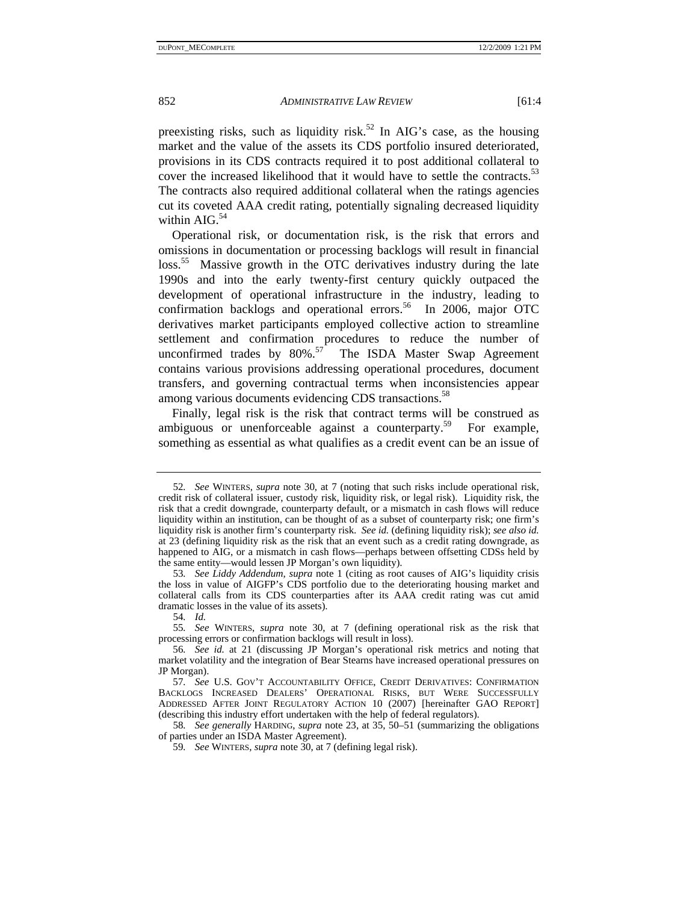preexisting risks, such as liquidity risk.[52] In AIG's case, as the housing market and the value of the assets its CDS portfolio insured deteriorated, provisions in its CDS contracts required it to post additional collateral to cover the increased likelihood that it would have to settle the contracts.[53] The contracts also required additional collateral when the ratings agencies cut its coveted AAA credit rating, potentially signaling decreased liquidity within AIG.[54]

Operational risk, or documentation risk, is the risk that errors and omissions in documentation or processing backlogs will result in financial loss.[55] Massive growth in the OTC derivatives industry during the late 1990s and into the early twenty-first century quickly outpaced the development of operational infrastructure in the industry, leading to confirmation backlogs and operational errors.[56] In 2006, major OTC derivatives market participants employed collective action to streamline settlement and confirmation procedures to reduce the number of unconfirmed trades by 80%.[57] The ISDA Master Swap Agreement contains various provisions addressing operational procedures, document transfers, and governing contractual terms when inconsistencies appear among various documents evidencing CDS transactions.[58]

Finally, legal risk is the risk that contract terms will be construed as ambiguous or unenforceable against a counterparty.[59] For example, something as essential as what qualifies as a credit event can be an issue of

---

52. *See* WINTERS, *supra* note 30, at 7 (noting that such risks include operational risk, credit risk of collateral issuer, custody risk, liquidity risk, or legal risk). Liquidity risk, the risk that a credit downgrade, counterparty default, or a mismatch in cash flows will reduce liquidity within an institution, can be thought of as a subset of counterparty risk; one firm's liquidity risk is another firm's counterparty risk. *See id.* (defining liquidity risk); *see also id.* at 23 (defining liquidity risk as the risk that an event such as a credit rating downgrade, as happened to AIG, or a mismatch in cash flows—perhaps between offsetting CDSs held by the same entity—would lessen JP Morgan's own liquidity).

53. *See Liddy Addendum*, *supra* note 1 (citing as root causes of AIG's liquidity crisis the loss in value of AIGFP's CDS portfolio due to the deteriorating housing market and collateral calls from its CDS counterparties after its AAA credit rating was cut amid dramatic losses in the value of its assets).

54. *Id.*

55. *See* WINTERS, *supra* note 30, at 7 (defining operational risk as the risk that processing errors or confirmation backlogs will result in loss).

56. *See id.* at 21 (discussing JP Morgan's operational risk metrics and noting that market volatility and the integration of Bear Stearns have increased operational pressures on JP Morgan).

57. *See* U.S. GOV'T ACCOUNTABILITY OFFICE, CREDIT DERIVATIVES: CONFIRMATION BACKLOGS INCREASED DEALERS' OPERATIONAL RISKS, BUT WERE SUCCESSFULLY ADDRESSED AFTER JOINT REGULATORY ACTION 10 (2007) [hereinafter GAO REPORT] (describing this industry effort undertaken with the help of federal regulators).

58. *See generally* HARDING, *supra* note 23, at 35, 50–51 (summarizing the obligations of parties under an ISDA Master Agreement).

59. *See* WINTERS, *supra* note 30, at 7 (defining legal risk).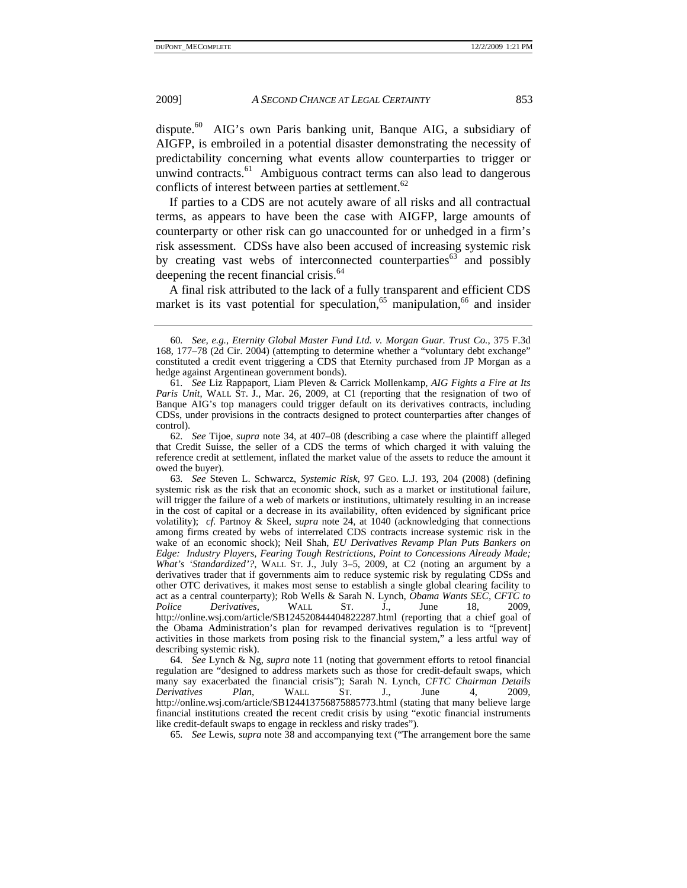dispute.[60] AIG's own Paris banking unit, Banque AIG, a subsidiary of AIGFP, is embroiled in a potential disaster demonstrating the necessity of predictability concerning what events allow counterparties to trigger or unwind contracts.[61] Ambiguous contract terms can also lead to dangerous conflicts of interest between parties at settlement.[62]

If parties to a CDS are not acutely aware of all risks and all contractual terms, as appears to have been the case with AIGFP, large amounts of counterparty or other risk can go unaccounted for or unhedged in a firm's risk assessment. CDSs have also been accused of increasing systemic risk by creating vast webs of interconnected counterparties[63] and possibly deepening the recent financial crisis.[64]

A final risk attributed to the lack of a fully transparent and efficient CDS market is its vast potential for speculation,[65] manipulation,[66] and insider

---

60. *See, e.g.*, *Eternity Global Master Fund Ltd. v. Morgan Guar. Trust Co.*, 375 F.3d 168, 177–78 (2d Cir. 2004) (attempting to determine whether a "voluntary debt exchange" constituted a credit event triggering a CDS that Eternity purchased from JP Morgan as a hedge against Argentinean government bonds).

61. *See* Liz Rappaport, Liam Pleven & Carrick Mollenkamp, *AIG Fights a Fire at Its Paris Unit*, WALL ST. J., Mar. 26, 2009, at C1 (reporting that the resignation of two of Banque AIG's top managers could trigger default on its derivatives contracts, including CDSs, under provisions in the contracts designed to protect counterparties after changes of control).

62. *See* Tijoe, *supra* note 34, at 407–08 (describing a case where the plaintiff alleged that Credit Suisse, the seller of a CDS the terms of which charged it with valuing the reference credit at settlement, inflated the market value of the assets to reduce the amount it owed the buyer).

63. *See* Steven L. Schwarcz, *Systemic Risk*, 97 GEO. L.J. 193, 204 (2008) (defining systemic risk as the risk that an economic shock, such as a market or institutional failure, will trigger the failure of a web of markets or institutions, ultimately resulting in an increase in the cost of capital or a decrease in its availability, often evidenced by significant price volatility); *cf.* Partnoy & Skeel, *supra* note 24, at 1040 (acknowledging that connections among firms created by webs of interrelated CDS contracts increase systemic risk in the wake of an economic shock); Neil Shah, *EU Derivatives Revamp Plan Puts Bankers on Edge: Industry Players, Fearing Tough Restrictions, Point to Concessions Already Made; What's 'Standardized'?*, WALL ST. J., July 3–5, 2009, at C2 (noting an argument by a derivatives trader that if governments aim to reduce systemic risk by regulating CDSs and other OTC derivatives, it makes most sense to establish a single global clearing facility to act as a central counterparty); Rob Wells & Sarah N. Lynch, *Obama Wants SEC, CFTC to Police Derivatives*, WALL ST. J., June 18, 2009, http://online.wsj.com/article/SB124520844404822287.html (reporting that a chief goal of the Obama Administration's plan for revamped derivatives regulation is to "[prevent] activities in those markets from posing risk to the financial system," a less artful way of describing systemic risk).

64. *See* Lynch & Ng, *supra* note 11 (noting that government efforts to retool financial regulation are "designed to address markets such as those for credit-default swaps, which many say exacerbated the financial crisis"); Sarah N. Lynch, *CFTC Chairman Details Derivatives Plan*, WALL ST. J., June 4, 2009, http://online.wsj.com/article/SB124413756875885773.html (stating that many believe large financial institutions created the recent credit crisis by using "exotic financial instruments like credit-default swaps to engage in reckless and risky trades").

65. *See* Lewis, *supra* note 38 and accompanying text ("The arrangement bore the same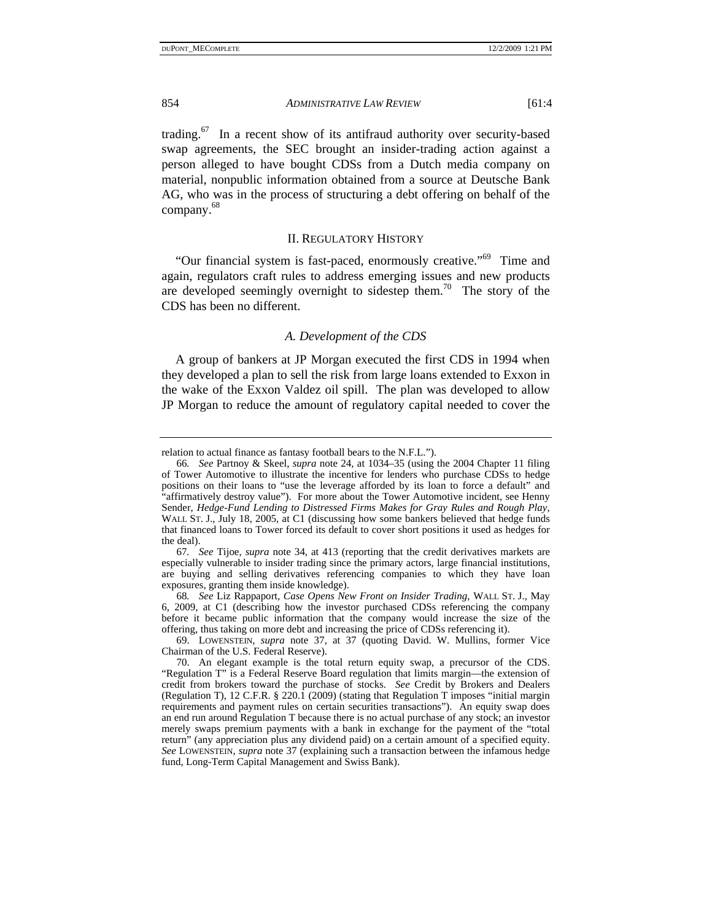trading.[67] In a recent show of its antifraud authority over security-based swap agreements, the SEC brought an insider-trading action against a person alleged to have bought CDSs from a Dutch media company on material, nonpublic information obtained from a source at Deutsche Bank AG, who was in the process of structuring a debt offering on behalf of the company.[68]

## II. Regulatory History

"Our financial system is fast-paced, enormously creative."[69] Time and again, regulators craft rules to address emerging issues and new products are developed seemingly overnight to sidestep them.[70] The story of the CDS has been no different.

### *A. Development of the CDS*

A group of bankers at JP Morgan executed the first CDS in 1994 when they developed a plan to sell the risk from large loans extended to Exxon in the wake of the Exxon Valdez oil spill. The plan was developed to allow JP Morgan to reduce the amount of regulatory capital needed to cover the

---

relation to actual finance as fantasy football bears to the N.F.L.").

66. *See* Partnoy & Skeel, *supra* note 24, at 1034–35 (using the 2004 Chapter 11 filing of Tower Automotive to illustrate the incentive for lenders who purchase CDSs to hedge positions on their loans to "use the leverage afforded by its loan to force a default" and "affirmatively destroy value"). For more about the Tower Automotive incident, see Henny Sender, *Hedge-Fund Lending to Distressed Firms Makes for Gray Rules and Rough Play*, WALL ST. J., July 18, 2005, at C1 (discussing how some bankers believed that hedge funds that financed loans to Tower forced its default to cover short positions it used as hedges for the deal).

67. *See* Tijoe, *supra* note 34, at 413 (reporting that the credit derivatives markets are especially vulnerable to insider trading since the primary actors, large financial institutions, are buying and selling derivatives referencing companies to which they have loan exposures, granting them inside knowledge).

68. *See* Liz Rappaport, *Case Opens New Front on Insider Trading*, WALL ST. J., May 6, 2009, at C1 (describing how the investor purchased CDSs referencing the company before it became public information that the company would increase the size of the offering, thus taking on more debt and increasing the price of CDSs referencing it).

69. LOWENSTEIN, *supra* note 37, at 37 (quoting David. W. Mullins, former Vice Chairman of the U.S. Federal Reserve).

70. An elegant example is the total return equity swap, a precursor of the CDS. "Regulation T" is a Federal Reserve Board regulation that limits margin—the extension of credit from brokers toward the purchase of stocks. *See* Credit by Brokers and Dealers (Regulation T), 12 C.F.R. § 220.1 (2009) (stating that Regulation T imposes "initial margin requirements and payment rules on certain securities transactions"). An equity swap does an end run around Regulation T because there is no actual purchase of any stock; an investor merely swaps premium payments with a bank in exchange for the payment of the "total return" (any appreciation plus any dividend paid) on a certain amount of a specified equity. *See* LOWENSTEIN, *supra* note 37 (explaining such a transaction between the infamous hedge fund, Long-Term Capital Management and Swiss Bank).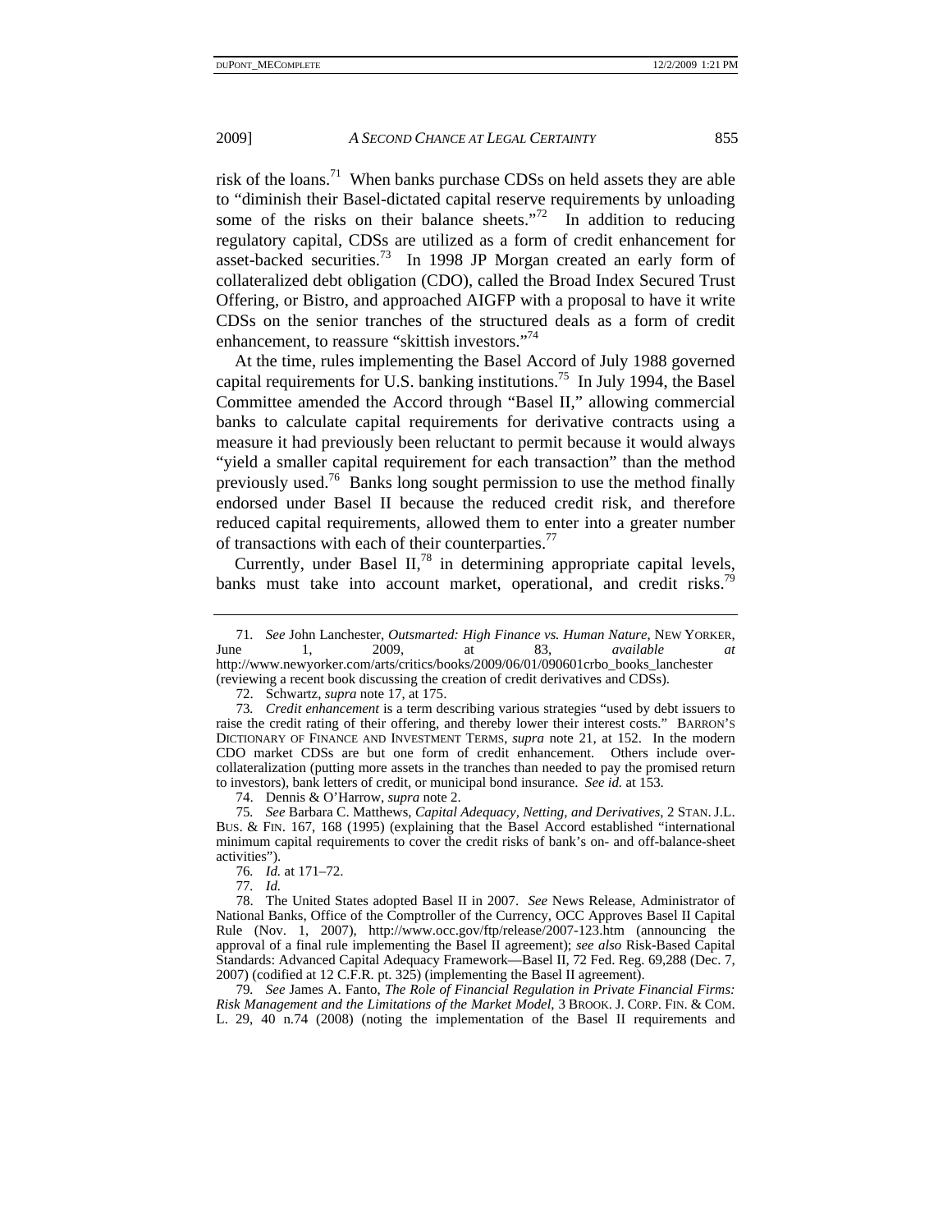risk of the loans.[71] When banks purchase CDSs on held assets they are able to "diminish their Basel-dictated capital reserve requirements by unloading some of the risks on their balance sheets."[72] In addition to reducing regulatory capital, CDSs are utilized as a form of credit enhancement for asset-backed securities.[73] In 1998 JP Morgan created an early form of collateralized debt obligation (CDO), called the Broad Index Secured Trust Offering, or Bistro, and approached AIGFP with a proposal to have it write CDSs on the senior tranches of the structured deals as a form of credit enhancement, to reassure "skittish investors."[74]

At the time, rules implementing the Basel Accord of July 1988 governed capital requirements for U.S. banking institutions.[75] In July 1994, the Basel Committee amended the Accord through "Basel II," allowing commercial banks to calculate capital requirements for derivative contracts using a measure it had previously been reluctant to permit because it would always "yield a smaller capital requirement for each transaction" than the method previously used.[76] Banks long sought permission to use the method finally endorsed under Basel II because the reduced credit risk, and therefore reduced capital requirements, allowed them to enter into a greater number of transactions with each of their counterparties.[77]

Currently, under Basel II,[78] in determining appropriate capital levels, banks must take into account market, operational, and credit risks.[79]

---

71. *See* John Lanchester, *Outsmarted: High Finance vs. Human Nature*, NEW YORKER, June 1, 2009, at 83, *available at* http://www.newyorker.com/arts/critics/books/2009/06/01/090601crbo_books_lanchester (reviewing a recent book discussing the creation of credit derivatives and CDSs).

72. Schwartz, *supra* note 17, at 175.

73. *Credit enhancement* is a term describing various strategies "used by debt issuers to raise the credit rating of their offering, and thereby lower their interest costs." BARRON'S DICTIONARY OF FINANCE AND INVESTMENT TERMS, *supra* note 21, at 152. In the modern CDO market CDSs are but one form of credit enhancement. Others include over-collateralization (putting more assets in the tranches than needed to pay the promised return to investors), bank letters of credit, or municipal bond insurance. *See id.* at 153.

74. Dennis & O'Harrow, *supra* note 2.

75. *See* Barbara C. Matthews, *Capital Adequacy, Netting, and Derivatives*, 2 STAN. J.L. BUS. & FIN. 167, 168 (1995) (explaining that the Basel Accord established "international minimum capital requirements to cover the credit risks of bank's on- and off-balance-sheet activities").

76. *Id.* at 171–72.

77. *Id.*

78. The United States adopted Basel II in 2007. *See* News Release, Administrator of National Banks, Office of the Comptroller of the Currency, OCC Approves Basel II Capital Rule (Nov. 1, 2007), http://www.occ.gov/ftp/release/2007-123.htm (announcing the approval of a final rule implementing the Basel II agreement); *see also* Risk-Based Capital Standards: Advanced Capital Adequacy Framework—Basel II, 72 Fed. Reg. 69,288 (Dec. 7, 2007) (codified at 12 C.F.R. pt. 325) (implementing the Basel II agreement).

79. *See* James A. Fanto, *The Role of Financial Regulation in Private Financial Firms: Risk Management and the Limitations of the Market Model*, 3 BROOK. J. CORP. FIN. & COM. L. 29, 40 n.74 (2008) (noting the implementation of the Basel II requirements and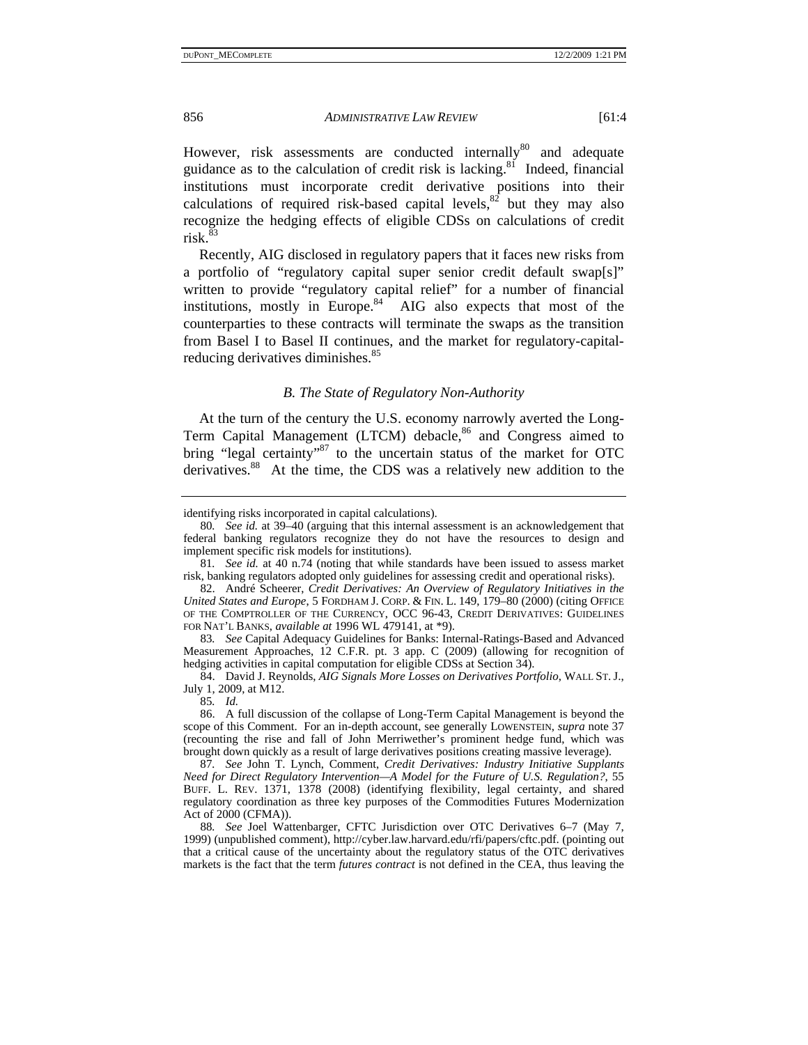However, risk assessments are conducted internally[80] and adequate guidance as to the calculation of credit risk is lacking.[81] Indeed, financial institutions must incorporate credit derivative positions into their calculations of required risk-based capital levels,[82] but they may also recognize the hedging effects of eligible CDSs on calculations of credit risk.[83]

Recently, AIG disclosed in regulatory papers that it faces new risks from a portfolio of "regulatory capital super senior credit default swap[s]" written to provide "regulatory capital relief" for a number of financial institutions, mostly in Europe.[84] AIG also expects that most of the counterparties to these contracts will terminate the swaps as the transition from Basel I to Basel II continues, and the market for regulatory-capital-reducing derivatives diminishes.[85]

### *B. The State of Regulatory Non-Authority*

At the turn of the century the U.S. economy narrowly averted the Long-Term Capital Management (LTCM) debacle,[86] and Congress aimed to bring "legal certainty"[87] to the uncertain status of the market for OTC derivatives.[88] At the time, the CDS was a relatively new addition to the

---

identifying risks incorporated in capital calculations).

80. *See id.* at 39–40 (arguing that this internal assessment is an acknowledgement that federal banking regulators recognize they do not have the resources to design and implement specific risk models for institutions).

81. *See id.* at 40 n.74 (noting that while standards have been issued to assess market risk, banking regulators adopted only guidelines for assessing credit and operational risks).

82. André Scheerer, *Credit Derivatives: An Overview of Regulatory Initiatives in the United States and Europe*, 5 FORDHAM J. CORP. & FIN. L. 149, 179–80 (2000) (citing OFFICE OF THE COMPTROLLER OF THE CURRENCY, OCC 96-43, CREDIT DERIVATIVES: GUIDELINES FOR NAT'L BANKS, *available at* 1996 WL 479141, at *9).

83. *See* Capital Adequacy Guidelines for Banks: Internal-Ratings-Based and Advanced Measurement Approaches, 12 C.F.R. pt. 3 app. C (2009) (allowing for recognition of hedging activities in capital computation for eligible CDSs at Section 34).

84. David J. Reynolds, *AIG Signals More Losses on Derivatives Portfolio*, WALL ST. J., July 1, 2009, at M12.

85. *Id.*

86. A full discussion of the collapse of Long-Term Capital Management is beyond the scope of this Comment. For an in-depth account, see generally LOWENSTEIN, *supra* note 37 (recounting the rise and fall of John Merriwether's prominent hedge fund, which was brought down quickly as a result of large derivatives positions creating massive leverage).

87. *See* John T. Lynch, Comment, *Credit Derivatives: Industry Initiative Supplants Need for Direct Regulatory Intervention—A Model for the Future of U.S. Regulation?*, 55 BUFF. L. REV. 1371, 1378 (2008) (identifying flexibility, legal certainty, and shared regulatory coordination as three key purposes of the Commodities Futures Modernization Act of 2000 (CFMA)).

88. *See* Joel Wattenbarger, CFTC Jurisdiction over OTC Derivatives 6–7 (May 7, 1999) (unpublished comment), http://cyber.law.harvard.edu/rfi/papers/cftc.pdf. (pointing out that a critical cause of the uncertainty about the regulatory status of the OTC derivatives markets is the fact that the term *futures contract* is not defined in the CEA, thus leaving the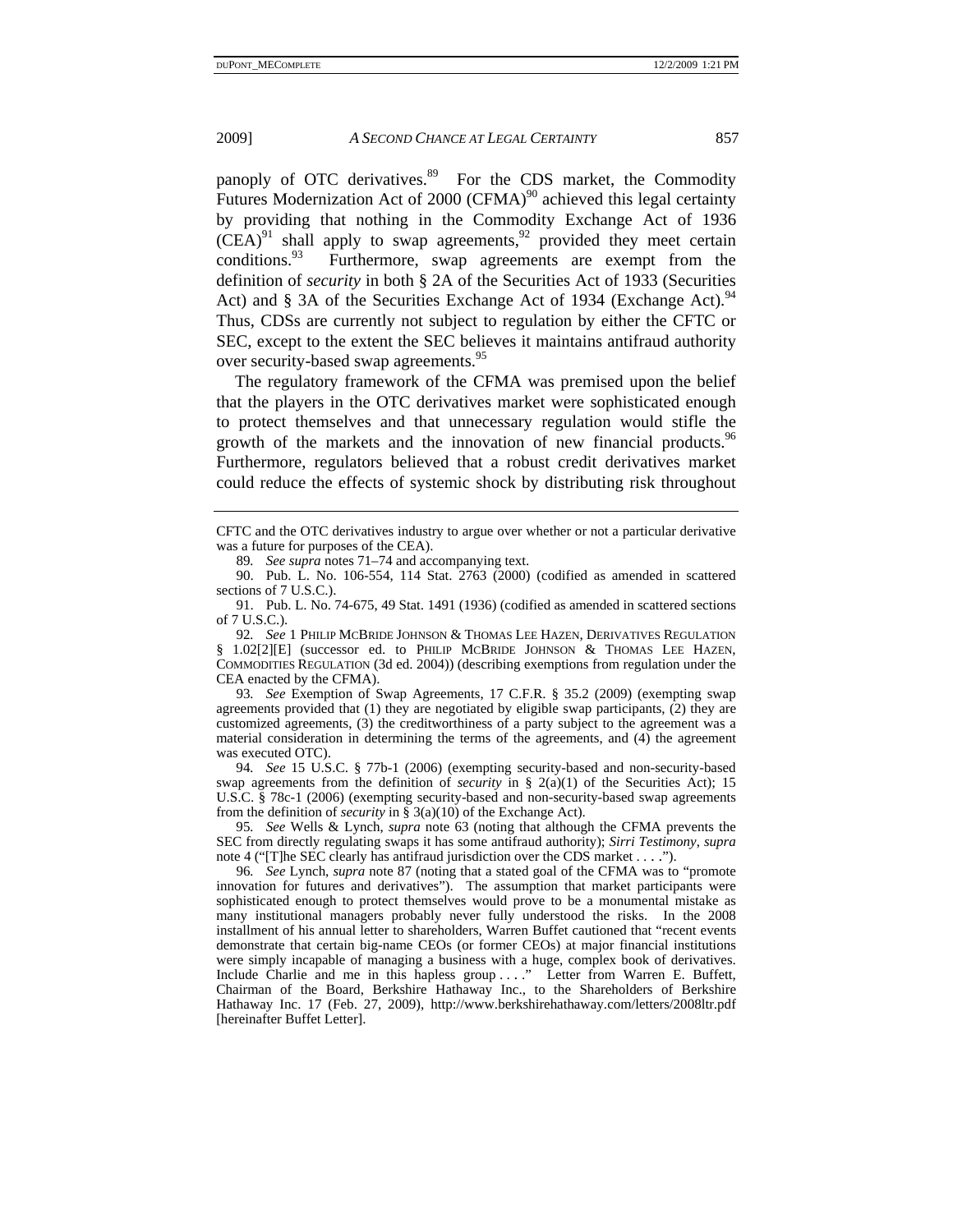panoply of OTC derivatives.[89] For the CDS market, the Commodity Futures Modernization Act of 2000 (CFMA)[90] achieved this legal certainty by providing that nothing in the Commodity Exchange Act of 1936 (CEA)[91] shall apply to swap agreements,[92] provided they meet certain conditions.[93] Furthermore, swap agreements are exempt from the definition of *security* in both § 2A of the Securities Act of 1933 (Securities Act) and § 3A of the Securities Exchange Act of 1934 (Exchange Act).[94] Thus, CDSs are currently not subject to regulation by either the CFTC or SEC, except to the extent the SEC believes it maintains antifraud authority over security-based swap agreements.[95]

The regulatory framework of the CFMA was premised upon the belief that the players in the OTC derivatives market were sophisticated enough to protect themselves and that unnecessary regulation would stifle the growth of the markets and the innovation of new financial products.[96] Furthermore, regulators believed that a robust credit derivatives market could reduce the effects of systemic shock by distributing risk throughout

---

CFTC and the OTC derivatives industry to argue over whether or not a particular derivative was a future for purposes of the CEA).

89. *See supra* notes 71–74 and accompanying text.

90. Pub. L. No. 106-554, 114 Stat. 2763 (2000) (codified as amended in scattered sections of 7 U.S.C.).

91. Pub. L. No. 74-675, 49 Stat. 1491 (1936) (codified as amended in scattered sections of 7 U.S.C.).

92. *See* 1 PHILIP MCBRIDE JOHNSON & THOMAS LEE HAZEN, DERIVATIVES REGULATION § 1.02[2][E] (successor ed. to PHILIP MCBRIDE JOHNSON & THOMAS LEE HAZEN, COMMODITIES REGULATION (3d ed. 2004)) (describing exemptions from regulation under the CEA enacted by the CFMA).

93. *See* Exemption of Swap Agreements, 17 C.F.R. § 35.2 (2009) (exempting swap agreements provided that (1) they are negotiated by eligible swap participants, (2) they are customized agreements, (3) the creditworthiness of a party subject to the agreement was a material consideration in determining the terms of the agreements, and (4) the agreement was executed OTC).

94. *See* 15 U.S.C. § 77b-1 (2006) (exempting security-based and non-security-based swap agreements from the definition of *security* in § 2(a)(1) of the Securities Act); 15 U.S.C. § 78c-1 (2006) (exempting security-based and non-security-based swap agreements from the definition of *security* in § 3(a)(10) of the Exchange Act).

95. *See* Wells & Lynch, *supra* note 63 (noting that although the CFMA prevents the SEC from directly regulating swaps it has some antifraud authority); *Sirri Testimony*, *supra* note 4 ("[T]he SEC clearly has antifraud jurisdiction over the CDS market . . . .").

96. *See* Lynch, *supra* note 87 (noting that a stated goal of the CFMA was to "promote innovation for futures and derivatives"). The assumption that market participants were sophisticated enough to protect themselves would prove to be a monumental mistake as many institutional managers probably never fully understood the risks. In the 2008 installment of his annual letter to shareholders, Warren Buffet cautioned that "recent events demonstrate that certain big-name CEOs (or former CEOs) at major financial institutions were simply incapable of managing a business with a huge, complex book of derivatives. Include Charlie and me in this hapless group . . . ." Letter from Warren E. Buffett, Chairman of the Board, Berkshire Hathaway Inc., to the Shareholders of Berkshire Hathaway Inc. 17 (Feb. 27, 2009), http://www.berkshirehathaway.com/letters/2008ltr.pdf [hereinafter Buffet Letter].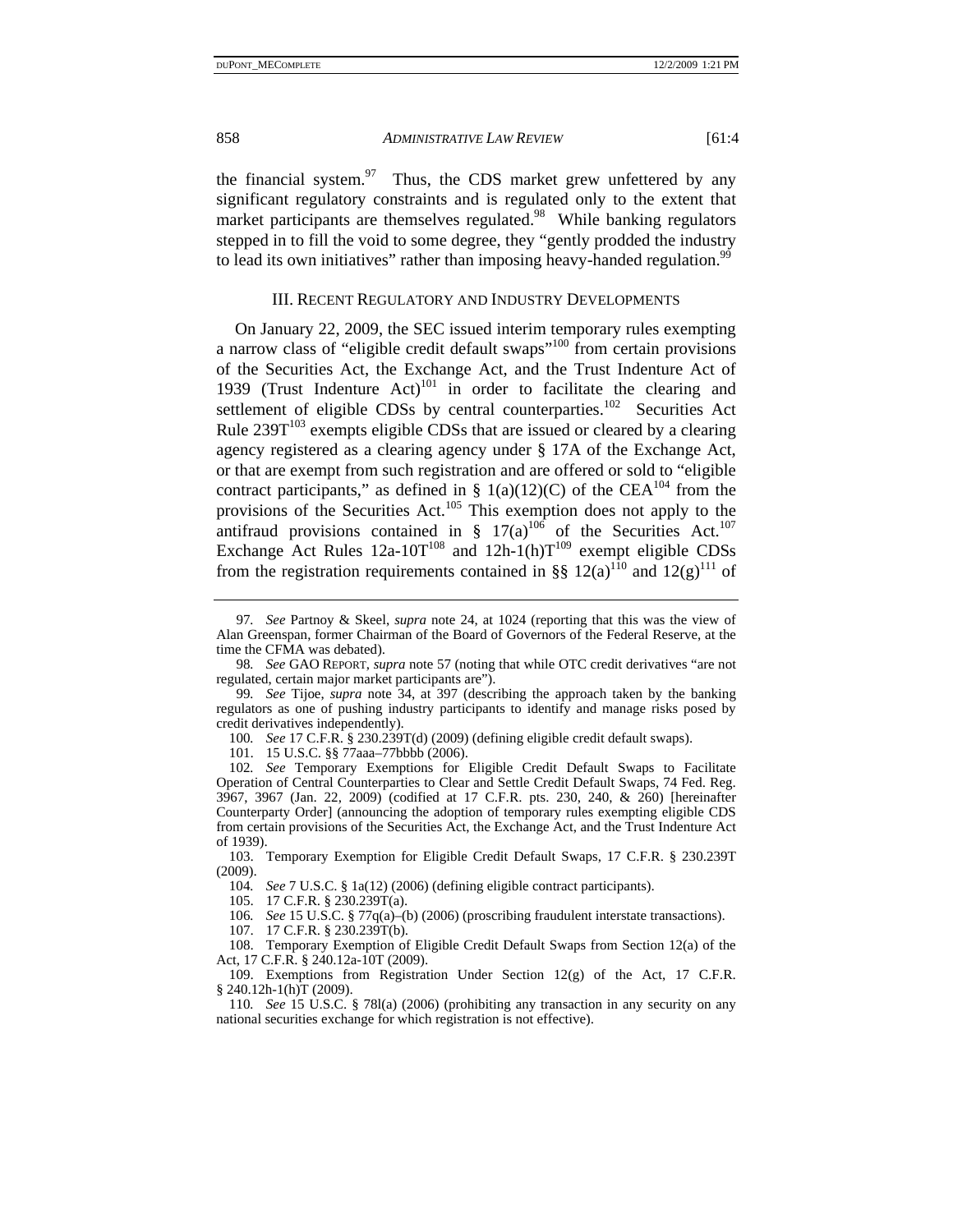the financial system.[97] Thus, the CDS market grew unfettered by any significant regulatory constraints and is regulated only to the extent that market participants are themselves regulated.[98] While banking regulators stepped in to fill the void to some degree, they "gently prodded the industry to lead its own initiatives" rather than imposing heavy-handed regulation.[99]

## III. Recent Regulatory and Industry Developments

On January 22, 2009, the SEC issued interim temporary rules exempting a narrow class of "eligible credit default swaps"[100] from certain provisions of the Securities Act, the Exchange Act, and the Trust Indenture Act of 1939 (Trust Indenture Act)[101] in order to facilitate the clearing and settlement of eligible CDSs by central counterparties.[102] Securities Act Rule 239T[103] exempts eligible CDSs that are issued or cleared by a clearing agency registered as a clearing agency under § 17A of the Exchange Act, or that are exempt from such registration and are offered or sold to "eligible contract participants," as defined in § 1(a)(12)(C) of the CEA[104] from the provisions of the Securities Act.[105] This exemption does not apply to the antifraud provisions contained in § 17(a)[106] of the Securities Act.[107] Exchange Act Rules 12a-10T[108] and 12h-1(h)T[109] exempt eligible CDSs from the registration requirements contained in §§ 12(a)[110] and 12(g)[111] of

---

97. *See* Partnoy & Skeel, *supra* note 24, at 1024 (reporting that this was the view of Alan Greenspan, former Chairman of the Board of Governors of the Federal Reserve, at the time the CFMA was debated).

98. *See* GAO Report, *supra* note 57 (noting that while OTC credit derivatives "are not regulated, certain major market participants are").

99. *See* Tijoe, *supra* note 34, at 397 (describing the approach taken by the banking regulators as one of pushing industry participants to identify and manage risks posed by credit derivatives independently).

100. *See* 17 C.F.R. § 230.239T(d) (2009) (defining eligible credit default swaps).

101. 15 U.S.C. §§ 77aaa–77bbbb (2006).

102. *See* Temporary Exemptions for Eligible Credit Default Swaps to Facilitate Operation of Central Counterparties to Clear and Settle Credit Default Swaps, 74 Fed. Reg. 3967, 3967 (Jan. 22, 2009) (codified at 17 C.F.R. pts. 230, 240, & 260) [hereinafter Counterparty Order] (announcing the adoption of temporary rules exempting eligible CDS from certain provisions of the Securities Act, the Exchange Act, and the Trust Indenture Act of 1939).

103. Temporary Exemption for Eligible Credit Default Swaps, 17 C.F.R. § 230.239T (2009).

104. *See* 7 U.S.C. § 1a(12) (2006) (defining eligible contract participants).

105. 17 C.F.R. § 230.239T(a).

106. *See* 15 U.S.C. § 77q(a)–(b) (2006) (proscribing fraudulent interstate transactions).

107. 17 C.F.R. § 230.239T(b).

108. Temporary Exemption of Eligible Credit Default Swaps from Section 12(a) of the Act, 17 C.F.R. § 240.12a-10T (2009).

109. Exemptions from Registration Under Section 12(g) of the Act, 17 C.F.R. § 240.12h-1(h)T (2009).

110. *See* 15 U.S.C. § 78l(a) (2006) (prohibiting any transaction in any security on any national securities exchange for which registration is not effective).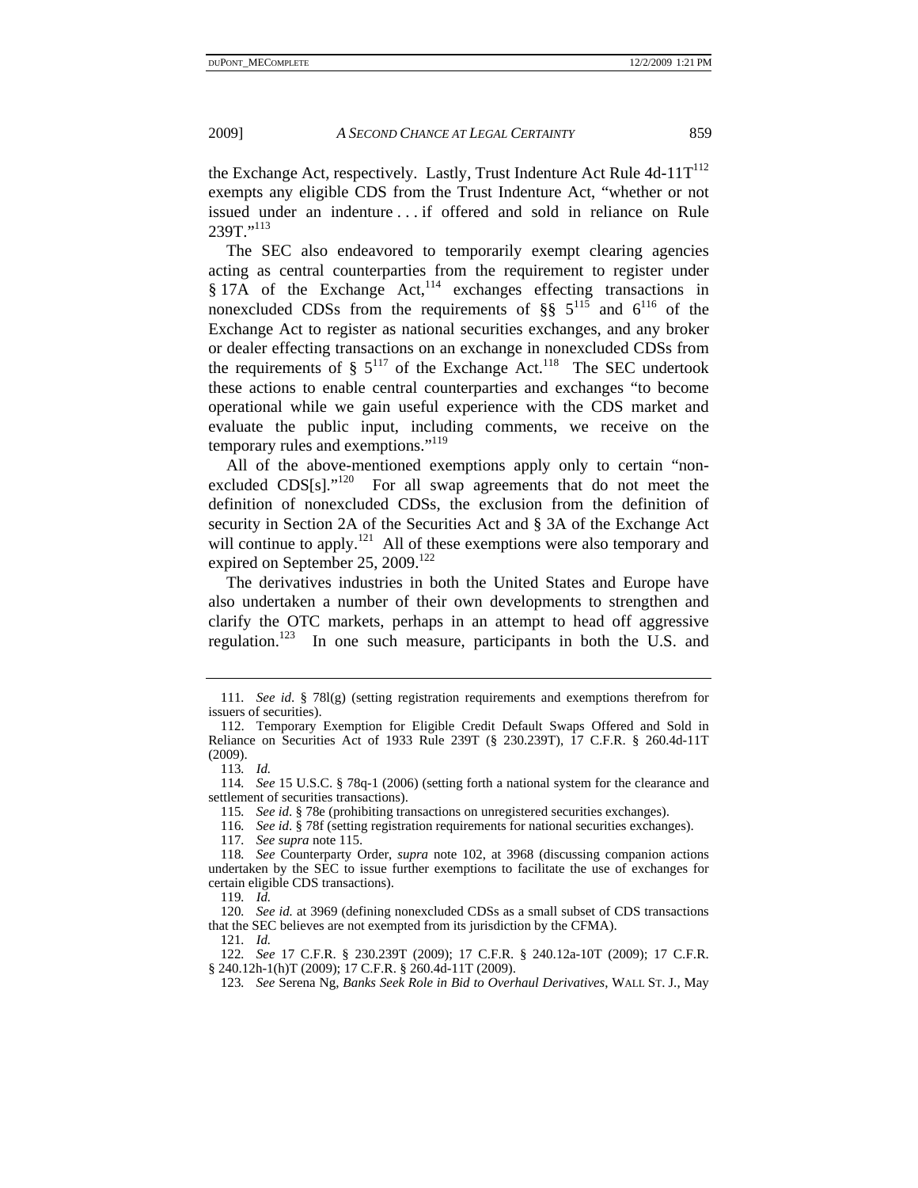the Exchange Act, respectively. Lastly, Trust Indenture Act Rule 4d-11T[112] exempts any eligible CDS from the Trust Indenture Act, "whether or not issued under an indenture . . . if offered and sold in reliance on Rule 239T."[113]

The SEC also endeavored to temporarily exempt clearing agencies acting as central counterparties from the requirement to register under § 17A of the Exchange Act,[114] exchanges effecting transactions in nonexcluded CDSs from the requirements of §§ 5[115] and 6[116] of the Exchange Act to register as national securities exchanges, and any broker or dealer effecting transactions on an exchange in nonexcluded CDSs from the requirements of § 5[117] of the Exchange Act.[118] The SEC undertook these actions to enable central counterparties and exchanges "to become operational while we gain useful experience with the CDS market and evaluate the public input, including comments, we receive on the temporary rules and exemptions."[119]

All of the above-mentioned exemptions apply only to certain "non-excluded CDS[s]."[120] For all swap agreements that do not meet the definition of nonexcluded CDSs, the exclusion from the definition of security in Section 2A of the Securities Act and § 3A of the Exchange Act will continue to apply.[121] All of these exemptions were also temporary and expired on September 25, 2009.[122]

The derivatives industries in both the United States and Europe have also undertaken a number of their own developments to strengthen and clarify the OTC markets, perhaps in an attempt to head off aggressive regulation.[123] In one such measure, participants in both the U.S. and

---

111. *See id.* § 78l(g) (setting registration requirements and exemptions therefrom for issuers of securities).

112. Temporary Exemption for Eligible Credit Default Swaps Offered and Sold in Reliance on Securities Act of 1933 Rule 239T (§ 230.239T), 17 C.F.R. § 260.4d-11T (2009).

113. *Id.*

114. *See* 15 U.S.C. § 78q-1 (2006) (setting forth a national system for the clearance and settlement of securities transactions).

115. *See id.* § 78e (prohibiting transactions on unregistered securities exchanges).

116. *See id.* § 78f (setting registration requirements for national securities exchanges).

117. *See supra* note 115.

118. *See* Counterparty Order, *supra* note 102, at 3968 (discussing companion actions undertaken by the SEC to issue further exemptions to facilitate the use of exchanges for certain eligible CDS transactions).

119. *Id.*

120. *See id.* at 3969 (defining nonexcluded CDSs as a small subset of CDS transactions that the SEC believes are not exempted from its jurisdiction by the CFMA).

121. *Id.*

122. *See* 17 C.F.R. § 230.239T (2009); 17 C.F.R. § 240.12a-10T (2009); 17 C.F.R. § 240.12h-1(h)T (2009); 17 C.F.R. § 260.4d-11T (2009).

123. *See* Serena Ng, *Banks Seek Role in Bid to Overhaul Derivatives*, WALL ST. J., May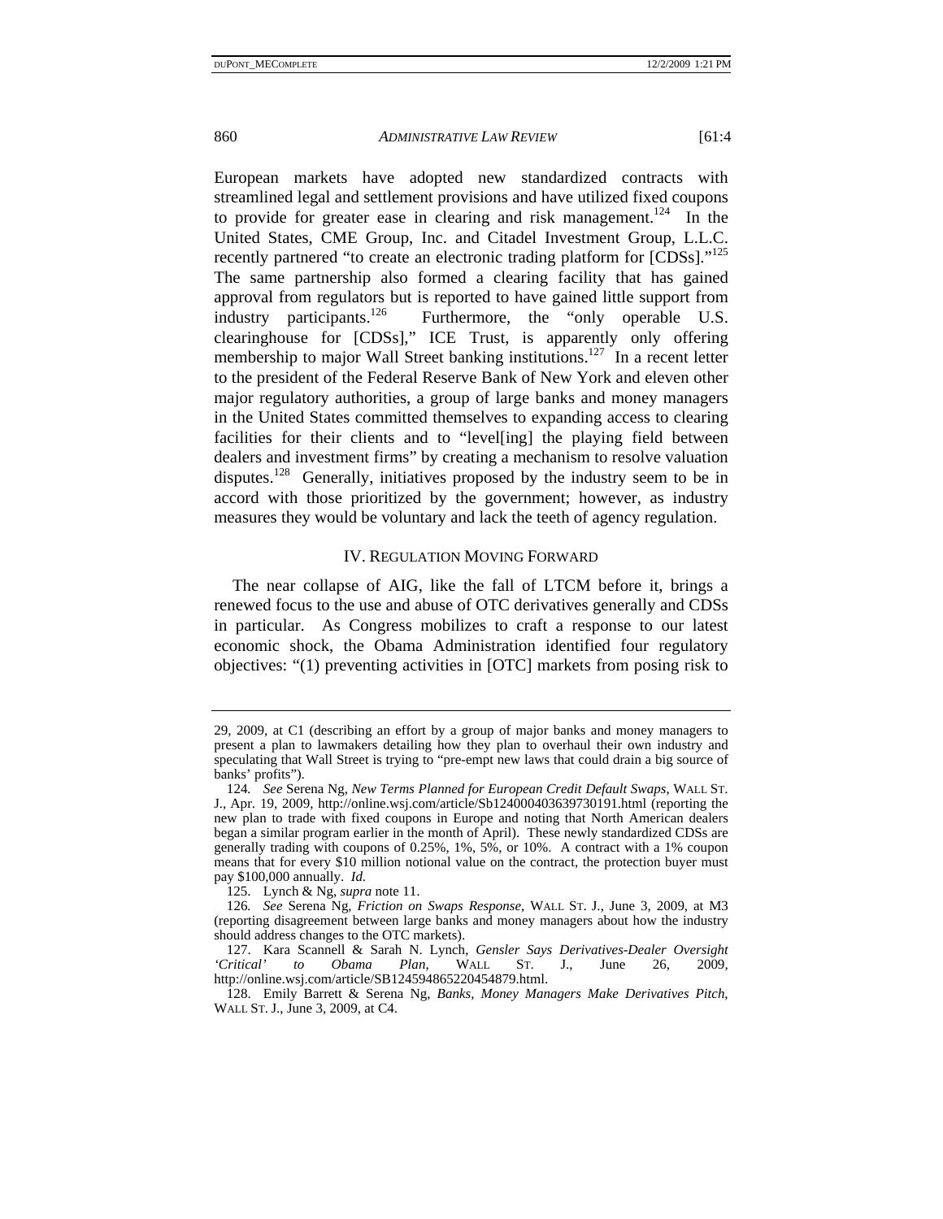European markets have adopted new standardized contracts with streamlined legal and settlement provisions and have utilized fixed coupons to provide for greater ease in clearing and risk management.[124] In the United States, CME Group, Inc. and Citadel Investment Group, L.L.C. recently partnered "to create an electronic trading platform for [CDSs]."[125] The same partnership also formed a clearing facility that has gained approval from regulators but is reported to have gained little support from industry participants.[126] Furthermore, the "only operable U.S. clearinghouse for [CDSs]," ICE Trust, is apparently only offering membership to major Wall Street banking institutions.[127] In a recent letter to the president of the Federal Reserve Bank of New York and eleven other major regulatory authorities, a group of large banks and money managers in the United States committed themselves to expanding access to clearing facilities for their clients and to "level[ing] the playing field between dealers and investment firms" by creating a mechanism to resolve valuation disputes.[128] Generally, initiatives proposed by the industry seem to be in accord with those prioritized by the government; however, as industry measures they would be voluntary and lack the teeth of agency regulation.

## IV. Regulation Moving Forward

The near collapse of AIG, like the fall of LTCM before it, brings a renewed focus to the use and abuse of OTC derivatives generally and CDSs in particular. As Congress mobilizes to craft a response to our latest economic shock, the Obama Administration identified four regulatory objectives: "(1) preventing activities in [OTC] markets from posing risk to

---

29, 2009, at C1 (describing an effort by a group of major banks and money managers to present a plan to lawmakers detailing how they plan to overhaul their own industry and speculating that Wall Street is trying to "pre-empt new laws that could drain a big source of banks' profits").

124. *See* Serena Ng, *New Terms Planned for European Credit Default Swaps*, WALL ST. J., Apr. 19, 2009, http://online.wsj.com/article/Sb124000403639730191.html (reporting the new plan to trade with fixed coupons in Europe and noting that North American dealers began a similar program earlier in the month of April). These newly standardized CDSs are generally trading with coupons of 0.25%, 1%, 5%, or 10%. A contract with a 1% coupon means that for every $10 million notional value on the contract, the protection buyer must pay $100,000 annually. *Id.*

125. Lynch & Ng, *supra* note 11.

126. *See* Serena Ng, *Friction on Swaps Response*, WALL ST. J., June 3, 2009, at M3 (reporting disagreement between large banks and money managers about how the industry should address changes to the OTC markets).

127. Kara Scannell & Sarah N. Lynch, *Gensler Says Derivatives-Dealer Oversight 'Critical' to Obama Plan*, WALL ST. J., June 26, 2009, http://online.wsj.com/article/SB124594865220454879.html.

128. Emily Barrett & Serena Ng, *Banks, Money Managers Make Derivatives Pitch*, WALL ST. J., June 3, 2009, at C4.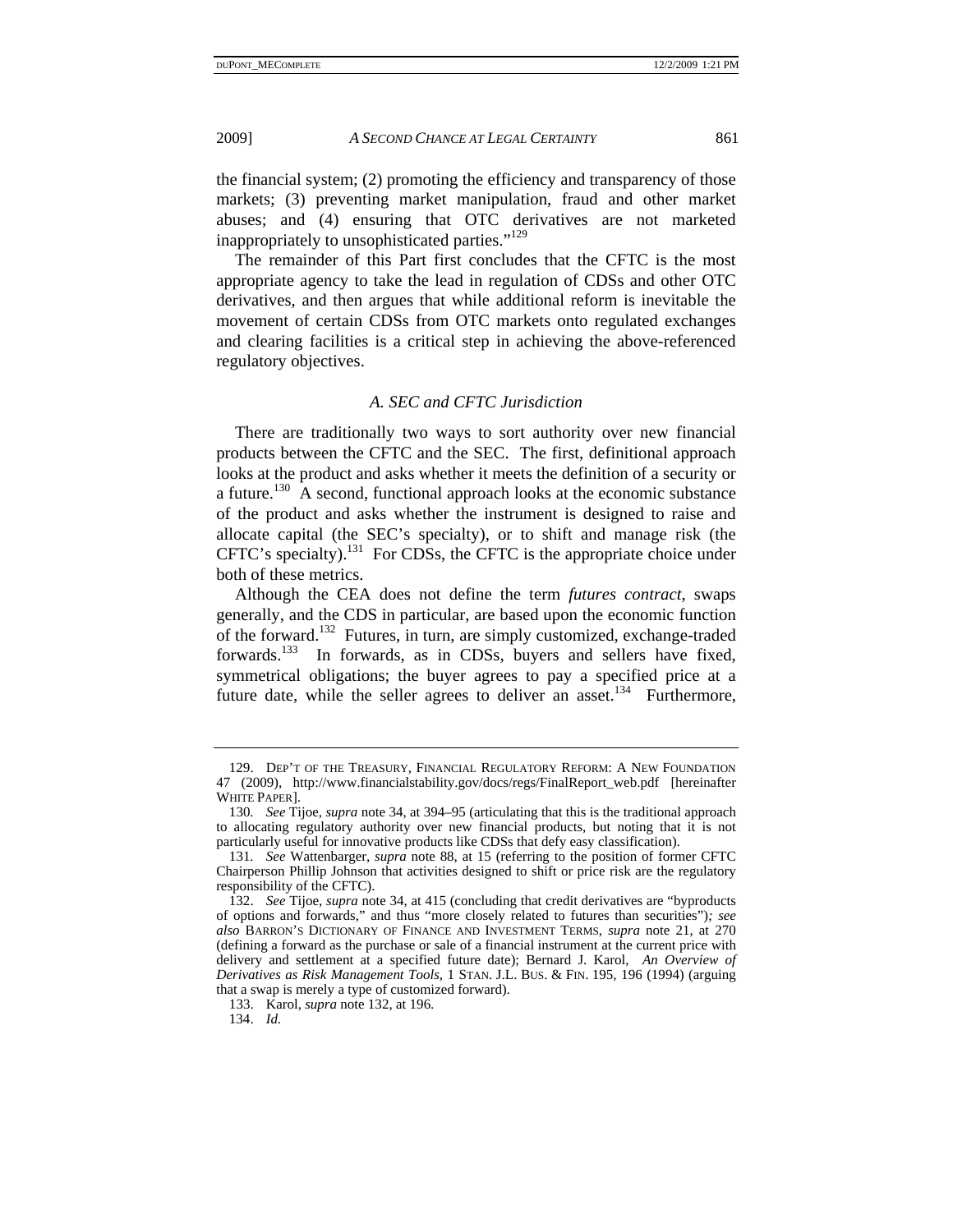the financial system; (2) promoting the efficiency and transparency of those markets; (3) preventing market manipulation, fraud and other market abuses; and (4) ensuring that OTC derivatives are not marketed inappropriately to unsophisticated parties."[129]

The remainder of this Part first concludes that the CFTC is the most appropriate agency to take the lead in regulation of CDSs and other OTC derivatives, and then argues that while additional reform is inevitable the movement of certain CDSs from OTC markets onto regulated exchanges and clearing facilities is a critical step in achieving the above-referenced regulatory objectives.

### *A. SEC and CFTC Jurisdiction*

There are traditionally two ways to sort authority over new financial products between the CFTC and the SEC. The first, definitional approach looks at the product and asks whether it meets the definition of a security or a future.[130] A second, functional approach looks at the economic substance of the product and asks whether the instrument is designed to raise and allocate capital (the SEC's specialty), or to shift and manage risk (the CFTC's specialty).[131] For CDSs, the CFTC is the appropriate choice under both of these metrics.

Although the CEA does not define the term *futures contract*, swaps generally, and the CDS in particular, are based upon the economic function of the forward.[132] Futures, in turn, are simply customized, exchange-traded forwards.[133] In forwards, as in CDSs, buyers and sellers have fixed, symmetrical obligations; the buyer agrees to pay a specified price at a future date, while the seller agrees to deliver an asset.[134] Furthermore,

---

129. DEP'T OF THE TREASURY, FINANCIAL REGULATORY REFORM: A NEW FOUNDATION 47 (2009), http://www.financialstability.gov/docs/regs/FinalReport_web.pdf [hereinafter WHITE PAPER].

130. *See* Tijoe, *supra* note 34, at 394–95 (articulating that this is the traditional approach to allocating regulatory authority over new financial products, but noting that it is not particularly useful for innovative products like CDSs that defy easy classification).

131. *See* Wattenbarger, *supra* note 88, at 15 (referring to the position of former CFTC Chairperson Phillip Johnson that activities designed to shift or price risk are the regulatory responsibility of the CFTC).

132. *See* Tijoe, *supra* note 34, at 415 (concluding that credit derivatives are "byproducts of options and forwards," and thus "more closely related to futures than securities"); *see also* BARRON'S DICTIONARY OF FINANCE AND INVESTMENT TERMS, *supra* note 21, at 270 (defining a forward as the purchase or sale of a financial instrument at the current price with delivery and settlement at a specified future date); Bernard J. Karol, *An Overview of Derivatives as Risk Management Tools*, 1 STAN. J.L. BUS. & FIN. 195, 196 (1994) (arguing that a swap is merely a type of customized forward).

133. Karol, *supra* note 132, at 196.

134. *Id.*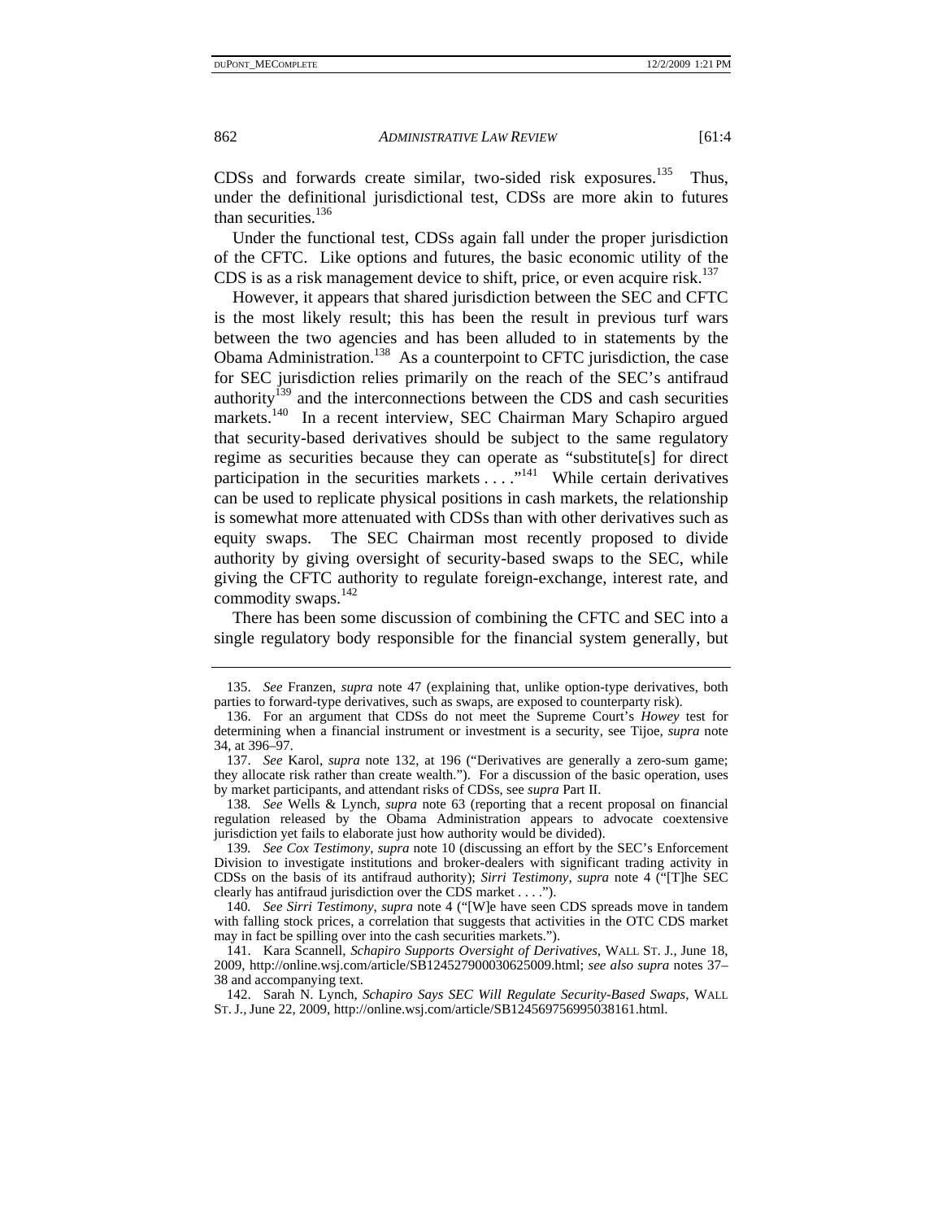CDSs and forwards create similar, two-sided risk exposures.[135] Thus, under the definitional jurisdictional test, CDSs are more akin to futures than securities.[136]

Under the functional test, CDSs again fall under the proper jurisdiction of the CFTC. Like options and futures, the basic economic utility of the CDS is as a risk management device to shift, price, or even acquire risk.[137]

However, it appears that shared jurisdiction between the SEC and CFTC is the most likely result; this has been the result in previous turf wars between the two agencies and has been alluded to in statements by the Obama Administration.[138] As a counterpoint to CFTC jurisdiction, the case for SEC jurisdiction relies primarily on the reach of the SEC's antifraud authority[139] and the interconnections between the CDS and cash securities markets.[140] In a recent interview, SEC Chairman Mary Schapiro argued that security-based derivatives should be subject to the same regulatory regime as securities because they can operate as "substitute[s] for direct participation in the securities markets . . . ."[141] While certain derivatives can be used to replicate physical positions in cash markets, the relationship is somewhat more attenuated with CDSs than with other derivatives such as equity swaps. The SEC Chairman most recently proposed to divide authority by giving oversight of security-based swaps to the SEC, while giving the CFTC authority to regulate foreign-exchange, interest rate, and commodity swaps.[142]

There has been some discussion of combining the CFTC and SEC into a single regulatory body responsible for the financial system generally, but

---

135. *See* Franzen, *supra* note 47 (explaining that, unlike option-type derivatives, both parties to forward-type derivatives, such as swaps, are exposed to counterparty risk).

136. For an argument that CDSs do not meet the Supreme Court's *Howey* test for determining when a financial instrument or investment is a security, see Tijoe, *supra* note 34, at 396–97.

137. *See* Karol, *supra* note 132, at 196 ("Derivatives are generally a zero-sum game; they allocate risk rather than create wealth."). For a discussion of the basic operation, uses by market participants, and attendant risks of CDSs, see *supra* Part II.

138. *See* Wells & Lynch, *supra* note 63 (reporting that a recent proposal on financial regulation released by the Obama Administration appears to advocate coextensive jurisdiction yet fails to elaborate just how authority would be divided).

139. *See Cox Testimony*, *supra* note 10 (discussing an effort by the SEC's Enforcement Division to investigate institutions and broker-dealers with significant trading activity in CDSs on the basis of its antifraud authority); *Sirri Testimony*, *supra* note 4 ("[T]he SEC clearly has antifraud jurisdiction over the CDS market . . . .").

140. *See Sirri Testimony*, *supra* note 4 ("[W]e have seen CDS spreads move in tandem with falling stock prices, a correlation that suggests that activities in the OTC CDS market may in fact be spilling over into the cash securities markets.").

141. Kara Scannell, *Schapiro Supports Oversight of Derivatives*, WALL ST. J., June 18, 2009, http://online.wsj.com/article/SB124527900030625009.html; *see also supra* notes 37–38 and accompanying text.

142. Sarah N. Lynch, *Schapiro Says SEC Will Regulate Security-Based Swaps*, WALL ST. J., June 22, 2009, http://online.wsj.com/article/SB124569756995038161.html.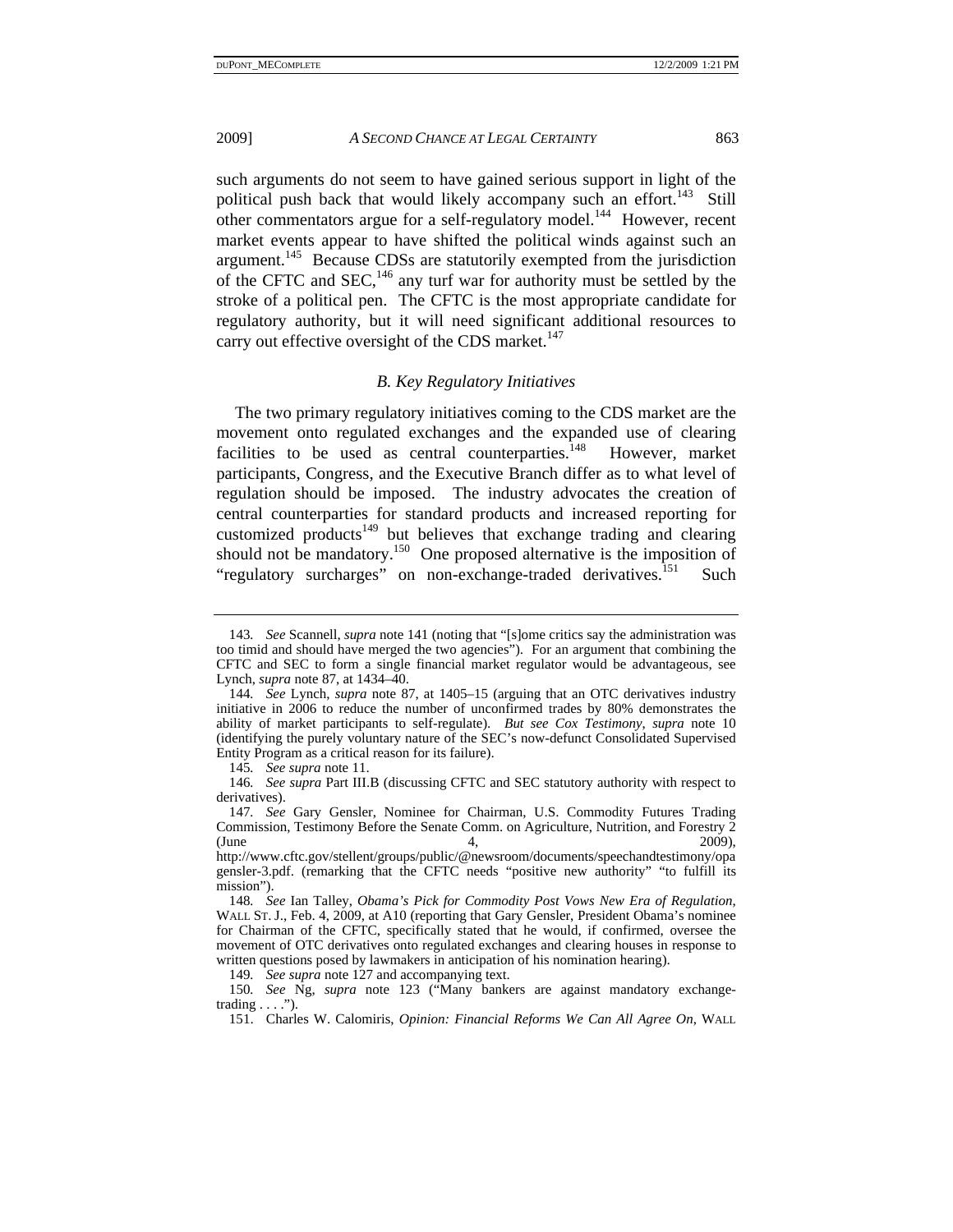such arguments do not seem to have gained serious support in light of the political push back that would likely accompany such an effort.[143] Still other commentators argue for a self-regulatory model.[144] However, recent market events appear to have shifted the political winds against such an argument.[145] Because CDSs are statutorily exempted from the jurisdiction of the CFTC and SEC,[146] any turf war for authority must be settled by the stroke of a political pen. The CFTC is the most appropriate candidate for regulatory authority, but it will need significant additional resources to carry out effective oversight of the CDS market.[147]

### *B. Key Regulatory Initiatives*

The two primary regulatory initiatives coming to the CDS market are the movement onto regulated exchanges and the expanded use of clearing facilities to be used as central counterparties.[148] However, market participants, Congress, and the Executive Branch differ as to what level of regulation should be imposed. The industry advocates the creation of central counterparties for standard products and increased reporting for customized products[149] but believes that exchange trading and clearing should not be mandatory.[150] One proposed alternative is the imposition of "regulatory surcharges" on non-exchange-traded derivatives.[151] Such

---

143. *See* Scannell, *supra* note 141 (noting that "[s]ome critics say the administration was too timid and should have merged the two agencies"). For an argument that combining the CFTC and SEC to form a single financial market regulator would be advantageous, see Lynch, *supra* note 87, at 1434–40.

144. *See* Lynch, *supra* note 87, at 1405–15 (arguing that an OTC derivatives industry initiative in 2006 to reduce the number of unconfirmed trades by 80% demonstrates the ability of market participants to self-regulate). *But see Cox Testimony*, *supra* note 10 (identifying the purely voluntary nature of the SEC's now-defunct Consolidated Supervised Entity Program as a critical reason for its failure).

145. *See supra* note 11.

146. *See supra* Part III.B (discussing CFTC and SEC statutory authority with respect to derivatives).

147. *See* Gary Gensler, Nominee for Chairman, U.S. Commodity Futures Trading Commission, Testimony Before the Senate Comm. on Agriculture, Nutrition, and Forestry 2 (June 4, 2009), http://www.cftc.gov/stellent/groups/public/@newsroom/documents/speechandtestimony/opagensler-3.pdf. (remarking that the CFTC needs "positive new authority" "to fulfill its mission").

148. *See* Ian Talley, *Obama's Pick for Commodity Post Vows New Era of Regulation*, WALL ST. J., Feb. 4, 2009, at A10 (reporting that Gary Gensler, President Obama's nominee for Chairman of the CFTC, specifically stated that he would, if confirmed, oversee the movement of OTC derivatives onto regulated exchanges and clearing houses in response to written questions posed by lawmakers in anticipation of his nomination hearing).

149. *See supra* note 127 and accompanying text.

150. *See* Ng, *supra* note 123 ("Many bankers are against mandatory exchange-trading . . . .").

151. Charles W. Calomiris, *Opinion: Financial Reforms We Can All Agree On*, WALL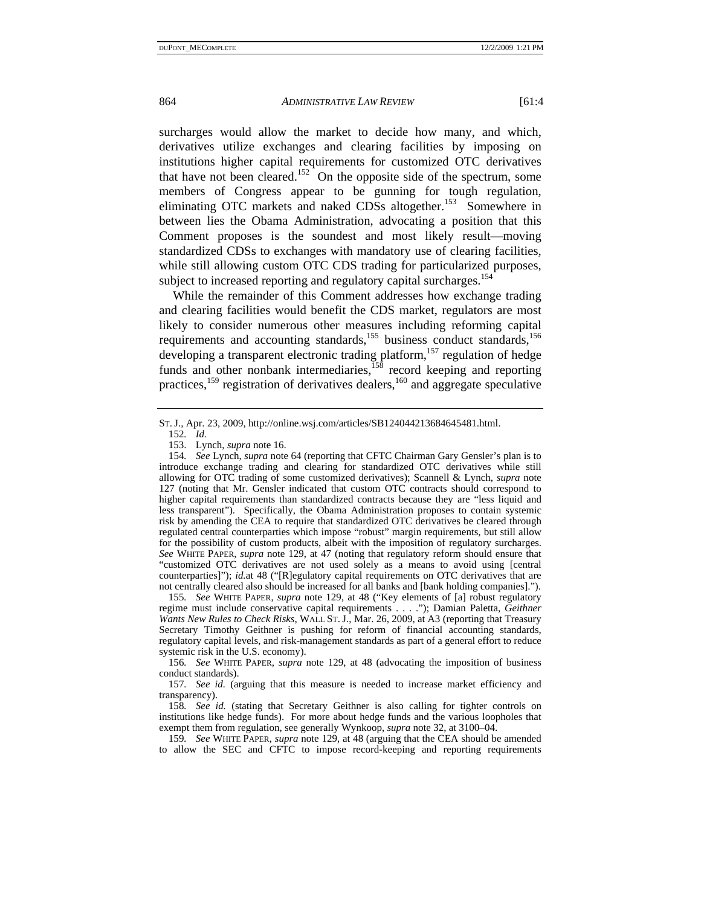surcharges would allow the market to decide how many, and which, derivatives utilize exchanges and clearing facilities by imposing on institutions higher capital requirements for customized OTC derivatives that have not been cleared.[152] On the opposite side of the spectrum, some members of Congress appear to be gunning for tough regulation, eliminating OTC markets and naked CDSs altogether.[153] Somewhere in between lies the Obama Administration, advocating a position that this Comment proposes is the soundest and most likely result—moving standardized CDSs to exchanges with mandatory use of clearing facilities, while still allowing custom OTC CDS trading for particularized purposes, subject to increased reporting and regulatory capital surcharges.[154]

While the remainder of this Comment addresses how exchange trading and clearing facilities would benefit the CDS market, regulators are most likely to consider numerous other measures including reforming capital requirements and accounting standards,[155] business conduct standards,[156] developing a transparent electronic trading platform,[157] regulation of hedge funds and other nonbank intermediaries,[158] record keeping and reporting practices,[159] registration of derivatives dealers,[160] and aggregate speculative

---

ST. J., Apr. 23, 2009, http://online.wsj.com/articles/SB124044213684645481.html.

152. *Id.*

153. Lynch, *supra* note 16.

154. *See* Lynch, *supra* note 64 (reporting that CFTC Chairman Gary Gensler's plan is to introduce exchange trading and clearing for standardized OTC derivatives while still allowing for OTC trading of some customized derivatives); Scannell & Lynch, *supra* note 127 (noting that Mr. Gensler indicated that custom OTC contracts should correspond to higher capital requirements than standardized contracts because they are "less liquid and less transparent"). Specifically, the Obama Administration proposes to contain systemic risk by amending the CEA to require that standardized OTC derivatives be cleared through regulated central counterparties which impose "robust" margin requirements, but still allow for the possibility of custom products, albeit with the imposition of regulatory surcharges. *See* WHITE PAPER, *supra* note 129, at 47 (noting that regulatory reform should ensure that "customized OTC derivatives are not used solely as a means to avoid using [central counterparties]"); *id.*at 48 ("[R]egulatory capital requirements on OTC derivatives that are not centrally cleared also should be increased for all banks and [bank holding companies].").

155. *See* WHITE PAPER, *supra* note 129, at 48 ("Key elements of [a] robust regulatory regime must include conservative capital requirements . . . ."); Damian Paletta, *Geithner Wants New Rules to Check Risks*, WALL ST. J., Mar. 26, 2009, at A3 (reporting that Treasury Secretary Timothy Geithner is pushing for reform of financial accounting standards, regulatory capital levels, and risk-management standards as part of a general effort to reduce systemic risk in the U.S. economy).

156. *See* WHITE PAPER, *supra* note 129, at 48 (advocating the imposition of business conduct standards).

157. *See id.* (arguing that this measure is needed to increase market efficiency and transparency).

158. *See id.* (stating that Secretary Geithner is also calling for tighter controls on institutions like hedge funds). For more about hedge funds and the various loopholes that exempt them from regulation, see generally Wynkoop, *supra* note 32, at 3100–04.

159. *See* WHITE PAPER, *supra* note 129, at 48 (arguing that the CEA should be amended to allow the SEC and CFTC to impose record-keeping and reporting requirements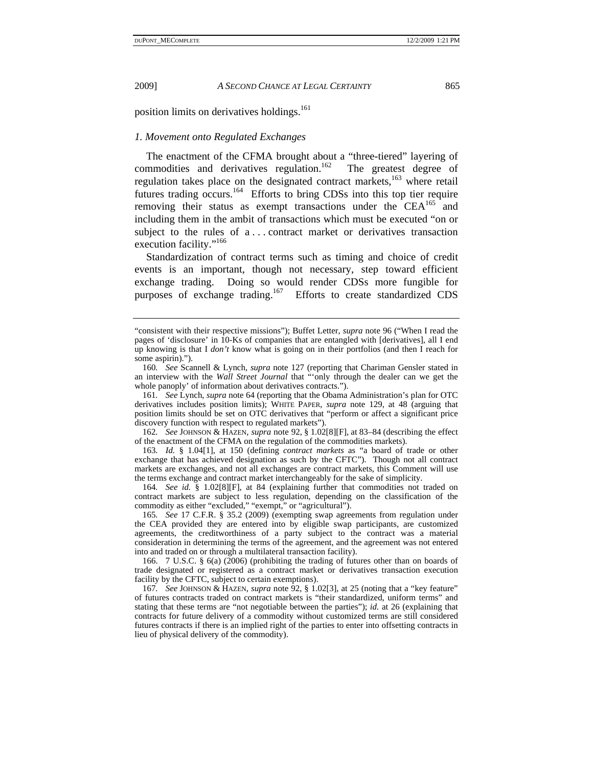position limits on derivatives holdings.[161]

### *1. Movement onto Regulated Exchanges*

The enactment of the CFMA brought about a "three-tiered" layering of commodities and derivatives regulation.[162] The greatest degree of regulation takes place on the designated contract markets,[163] where retail futures trading occurs.[164] Efforts to bring CDSs into this top tier require removing their status as exempt transactions under the CEA[165] and including them in the ambit of transactions which must be executed "on or subject to the rules of a . . . contract market or derivatives transaction execution facility."[166]

Standardization of contract terms such as timing and choice of credit events is an important, though not necessary, step toward efficient exchange trading. Doing so would render CDSs more fungible for purposes of exchange trading.[167] Efforts to create standardized CDS

---

"consistent with their respective missions"); Buffet Letter, *supra* note 96 ("When I read the pages of 'disclosure' in 10-Ks of companies that are entangled with [derivatives], all I end up knowing is that I *don't* know what is going on in their portfolios (and then I reach for some aspirin).").

160. *See* Scannell & Lynch, *supra* note 127 (reporting that Chariman Gensler stated in an interview with the *Wall Street Journal* that "'only through the dealer can we get the whole panoply' of information about derivatives contracts.").

161. *See* Lynch, *supra* note 64 (reporting that the Obama Administration's plan for OTC derivatives includes position limits); WHITE PAPER, *supra* note 129, at 48 (arguing that position limits should be set on OTC derivatives that "perform or affect a significant price discovery function with respect to regulated markets").

162. *See* JOHNSON & HAZEN, *supra* note 92, § 1.02[8][F], at 83–84 (describing the effect of the enactment of the CFMA on the regulation of the commodities markets).

163. *Id.* § 1.04[1], at 150 (defining *contract markets* as "a board of trade or other exchange that has achieved designation as such by the CFTC"). Though not all contract markets are exchanges, and not all exchanges are contract markets, this Comment will use the terms exchange and contract market interchangeably for the sake of simplicity.

164. *See id.* § 1.02[8][F], at 84 (explaining further that commodities not traded on contract markets are subject to less regulation, depending on the classification of the commodity as either "excluded," "exempt," or "agricultural").

165. *See* 17 C.F.R. § 35.2 (2009) (exempting swap agreements from regulation under the CEA provided they are entered into by eligible swap participants, are customized agreements, the creditworthiness of a party subject to the contract was a material consideration in determining the terms of the agreement, and the agreement was not entered into and traded on or through a multilateral transaction facility).

166. 7 U.S.C. § 6(a) (2006) (prohibiting the trading of futures other than on boards of trade designated or registered as a contract market or derivatives transaction execution facility by the CFTC, subject to certain exemptions).

167. *See* JOHNSON & HAZEN, *supra* note 92, § 1.02[3], at 25 (noting that a "key feature" of futures contracts traded on contract markets is "their standardized, uniform terms" and stating that these terms are "not negotiable between the parties"); *id.* at 26 (explaining that contracts for future delivery of a commodity without customized terms are still considered futures contracts if there is an implied right of the parties to enter into offsetting contracts in lieu of physical delivery of the commodity).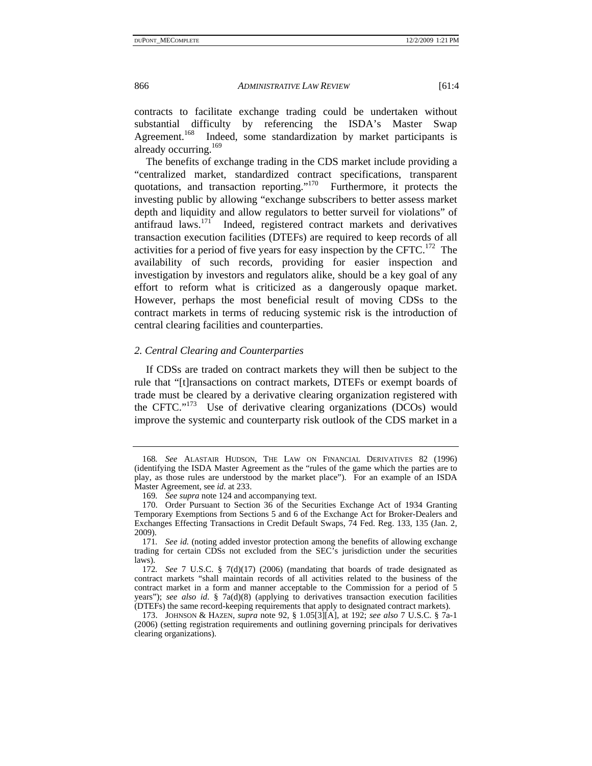contracts to facilitate exchange trading could be undertaken without substantial difficulty by referencing the ISDA's Master Swap Agreement.[168] Indeed, some standardization by market participants is already occurring.[169]

The benefits of exchange trading in the CDS market include providing a "centralized market, standardized contract specifications, transparent quotations, and transaction reporting."[170] Furthermore, it protects the investing public by allowing "exchange subscribers to better assess market depth and liquidity and allow regulators to better surveil for violations" of antifraud laws.[171] Indeed, registered contract markets and derivatives transaction execution facilities (DTEFs) are required to keep records of all activities for a period of five years for easy inspection by the CFTC.[172] The availability of such records, providing for easier inspection and investigation by investors and regulators alike, should be a key goal of any effort to reform what is criticized as a dangerously opaque market. However, perhaps the most beneficial result of moving CDSs to the contract markets in terms of reducing systemic risk is the introduction of central clearing facilities and counterparties.

### *2. Central Clearing and Counterparties*

If CDSs are traded on contract markets they will then be subject to the rule that "[t]ransactions on contract markets, DTEFs or exempt boards of trade must be cleared by a derivative clearing organization registered with the CFTC."[173] Use of derivative clearing organizations (DCOs) would improve the systemic and counterparty risk outlook of the CDS market in a

---

168. *See* ALASTAIR HUDSON, THE LAW ON FINANCIAL DERIVATIVES 82 (1996) (identifying the ISDA Master Agreement as the "rules of the game which the parties are to play, as those rules are understood by the market place"). For an example of an ISDA Master Agreement, see *id.* at 233.

169. *See supra* note 124 and accompanying text.

170. Order Pursuant to Section 36 of the Securities Exchange Act of 1934 Granting Temporary Exemptions from Sections 5 and 6 of the Exchange Act for Broker-Dealers and Exchanges Effecting Transactions in Credit Default Swaps, 74 Fed. Reg. 133, 135 (Jan. 2, 2009).

171. *See id.* (noting added investor protection among the benefits of allowing exchange trading for certain CDSs not excluded from the SEC's jurisdiction under the securities laws).

172. *See* 7 U.S.C. § 7(d)(17) (2006) (mandating that boards of trade designated as contract markets "shall maintain records of all activities related to the business of the contract market in a form and manner acceptable to the Commission for a period of 5 years"); *see also id.* § 7a(d)(8) (applying to derivatives transaction execution facilities (DTEFs) the same record-keeping requirements that apply to designated contract markets).

173. JOHNSON & HAZEN, *supra* note 92, § 1.05[3][A], at 192; *see also* 7 U.S.C. § 7a-1 (2006) (setting registration requirements and outlining governing principals for derivatives clearing organizations).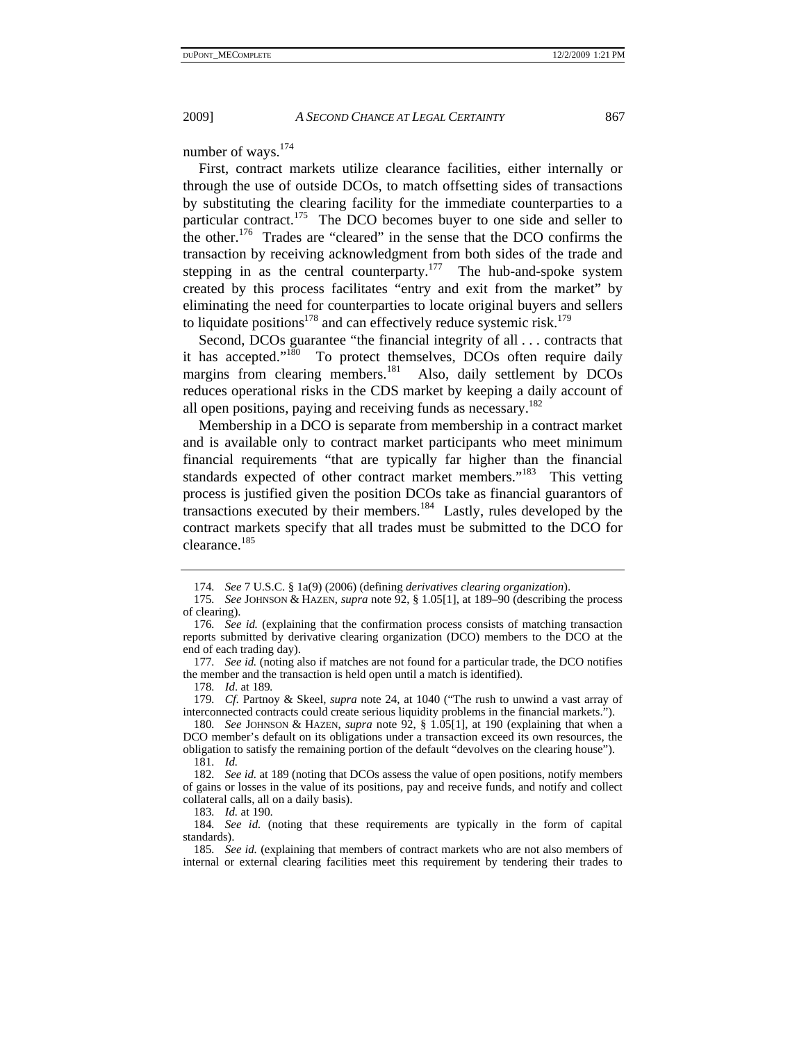number of ways.[174]

First, contract markets utilize clearance facilities, either internally or through the use of outside DCOs, to match offsetting sides of transactions by substituting the clearing facility for the immediate counterparties to a particular contract.[175] The DCO becomes buyer to one side and seller to the other.[176] Trades are "cleared" in the sense that the DCO confirms the transaction by receiving acknowledgment from both sides of the trade and stepping in as the central counterparty.[177] The hub-and-spoke system created by this process facilitates "entry and exit from the market" by eliminating the need for counterparties to locate original buyers and sellers to liquidate positions[178] and can effectively reduce systemic risk.[179]

Second, DCOs guarantee "the financial integrity of all . . . contracts that it has accepted."[180] To protect themselves, DCOs often require daily margins from clearing members.[181] Also, daily settlement by DCOs reduces operational risks in the CDS market by keeping a daily account of all open positions, paying and receiving funds as necessary.[182]

Membership in a DCO is separate from membership in a contract market and is available only to contract market participants who meet minimum financial requirements "that are typically far higher than the financial standards expected of other contract market members."[183] This vetting process is justified given the position DCOs take as financial guarantors of transactions executed by their members.[184] Lastly, rules developed by the contract markets specify that all trades must be submitted to the DCO for clearance.[185]

---

174. *See* 7 U.S.C. § 1a(9) (2006) (defining *derivatives clearing organization*).

175. *See* JOHNSON & HAZEN, *supra* note 92, § 1.05[1], at 189–90 (describing the process of clearing).

176. *See id.* (explaining that the confirmation process consists of matching transaction reports submitted by derivative clearing organization (DCO) members to the DCO at the end of each trading day).

177. *See id.* (noting also if matches are not found for a particular trade, the DCO notifies the member and the transaction is held open until a match is identified).

178. *Id*. at 189.

179. *Cf*. Partnoy & Skeel, *supra* note 24, at 1040 ("The rush to unwind a vast array of interconnected contracts could create serious liquidity problems in the financial markets.").

180. *See* JOHNSON & HAZEN, *supra* note 92, § 1.05[1], at 190 (explaining that when a DCO member's default on its obligations under a transaction exceed its own resources, the obligation to satisfy the remaining portion of the default "devolves on the clearing house").

181. *Id.*

182. *See id.* at 189 (noting that DCOs assess the value of open positions, notify members of gains or losses in the value of its positions, pay and receive funds, and notify and collect collateral calls, all on a daily basis).

183. *Id.* at 190.

184. *See id.* (noting that these requirements are typically in the form of capital standards).

185. *See id.* (explaining that members of contract markets who are not also members of internal or external clearing facilities meet this requirement by tendering their trades to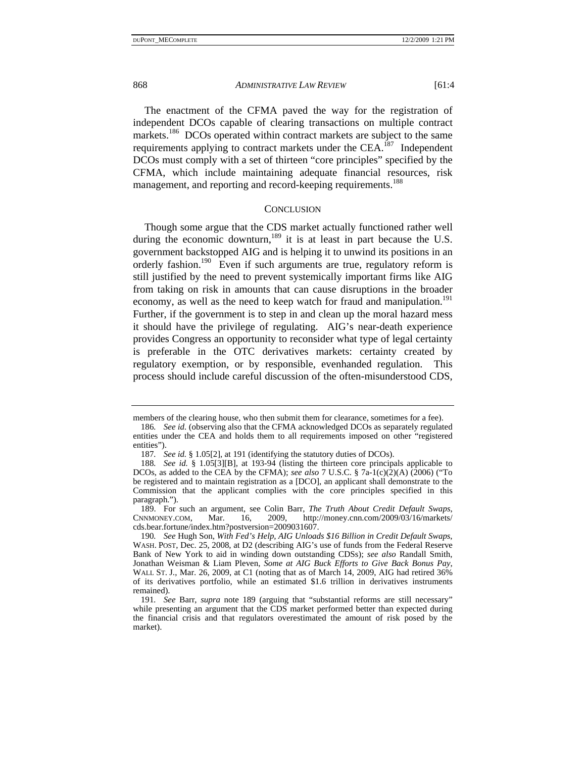The enactment of the CFMA paved the way for the registration of independent DCOs capable of clearing transactions on multiple contract markets.[186] DCOs operated within contract markets are subject to the same requirements applying to contract markets under the CEA.[187] Independent DCOs must comply with a set of thirteen "core principles" specified by the CFMA, which include maintaining adequate financial resources, risk management, and reporting and record-keeping requirements.[188]

## CONCLUSION

Though some argue that the CDS market actually functioned rather well during the economic downturn,[189] it is at least in part because the U.S. government backstopped AIG and is helping it to unwind its positions in an orderly fashion.[190] Even if such arguments are true, regulatory reform is still justified by the need to prevent systemically important firms like AIG from taking on risk in amounts that can cause disruptions in the broader economy, as well as the need to keep watch for fraud and manipulation.[191] Further, if the government is to step in and clean up the moral hazard mess it should have the privilege of regulating. AIG's near-death experience provides Congress an opportunity to reconsider what type of legal certainty is preferable in the OTC derivatives markets: certainty created by regulatory exemption, or by responsible, evenhanded regulation. This process should include careful discussion of the often-misunderstood CDS,

---

members of the clearing house, who then submit them for clearance, sometimes for a fee).

186. *See id.* (observing also that the CFMA acknowledged DCOs as separately regulated entities under the CEA and holds them to all requirements imposed on other "registered entities").

187. *See id.* § 1.05[2], at 191 (identifying the statutory duties of DCOs).

188. *See id.* § 1.05[3][B], at 193-94 (listing the thirteen core principals applicable to DCOs, as added to the CEA by the CFMA); *see also* 7 U.S.C. § 7a-1(c)(2)(A) (2006) ("To be registered and to maintain registration as a [DCO], an applicant shall demonstrate to the Commission that the applicant complies with the core principles specified in this paragraph.").

189. For such an argument, see Colin Barr, *The Truth About Credit Default Swaps*, CNNMONEY.COM, Mar. 16, 2009, http://money.cnn.com/2009/03/16/markets/cds.bear.fortune/index.htm?postversion=2009031607.

190. *See* Hugh Son, *With Fed's Help, AIG Unloads $16 Billion in Credit Default Swaps*, WASH. POST, Dec. 25, 2008, at D2 (describing AIG's use of funds from the Federal Reserve Bank of New York to aid in winding down outstanding CDSs); *see also* Randall Smith, Jonathan Weisman & Liam Pleven, *Some at AIG Buck Efforts to Give Back Bonus Pay*, WALL ST. J., Mar. 26, 2009, at C1 (noting that as of March 14, 2009, AIG had retired 36% of its derivatives portfolio, while an estimated $1.6 trillion in derivatives instruments remained).

191. *See* Barr, *supra* note 189 (arguing that "substantial reforms are still necessary" while presenting an argument that the CDS market performed better than expected during the financial crisis and that regulators overestimated the amount of risk posed by the market).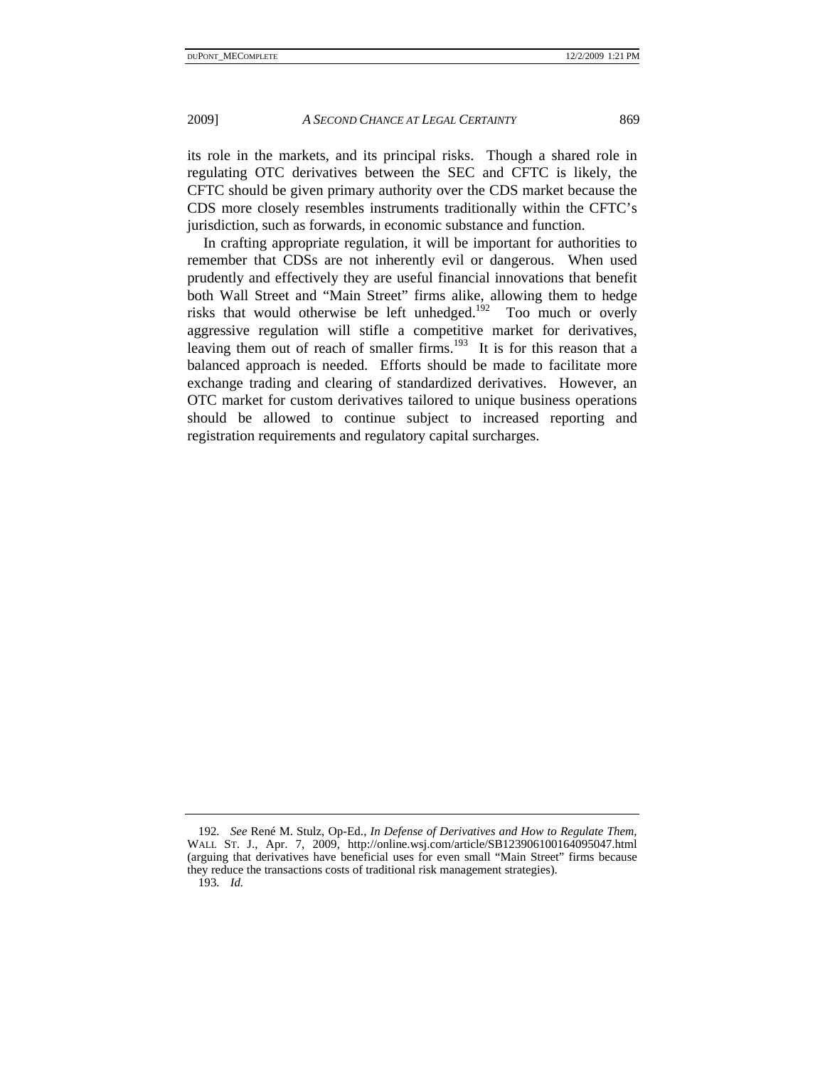its role in the markets, and its principal risks. Though a shared role in regulating OTC derivatives between the SEC and CFTC is likely, the CFTC should be given primary authority over the CDS market because the CDS more closely resembles instruments traditionally within the CFTC's jurisdiction, such as forwards, in economic substance and function.

In crafting appropriate regulation, it will be important for authorities to remember that CDSs are not inherently evil or dangerous. When used prudently and effectively they are useful financial innovations that benefit both Wall Street and "Main Street" firms alike, allowing them to hedge risks that would otherwise be left unhedged.[192] Too much or overly aggressive regulation will stifle a competitive market for derivatives, leaving them out of reach of smaller firms.[193] It is for this reason that a balanced approach is needed. Efforts should be made to facilitate more exchange trading and clearing of standardized derivatives. However, an OTC market for custom derivatives tailored to unique business operations should be allowed to continue subject to increased reporting and registration requirements and regulatory capital surcharges.

---

192. *See* René M. Stulz, Op-Ed., *In Defense of Derivatives and How to Regulate Them*, WALL ST. J., Apr. 7, 2009, http://online.wsj.com/article/SB123906100164095047.html (arguing that derivatives have beneficial uses for even small "Main Street" firms because they reduce the transactions costs of traditional risk management strategies).

193. *Id.*